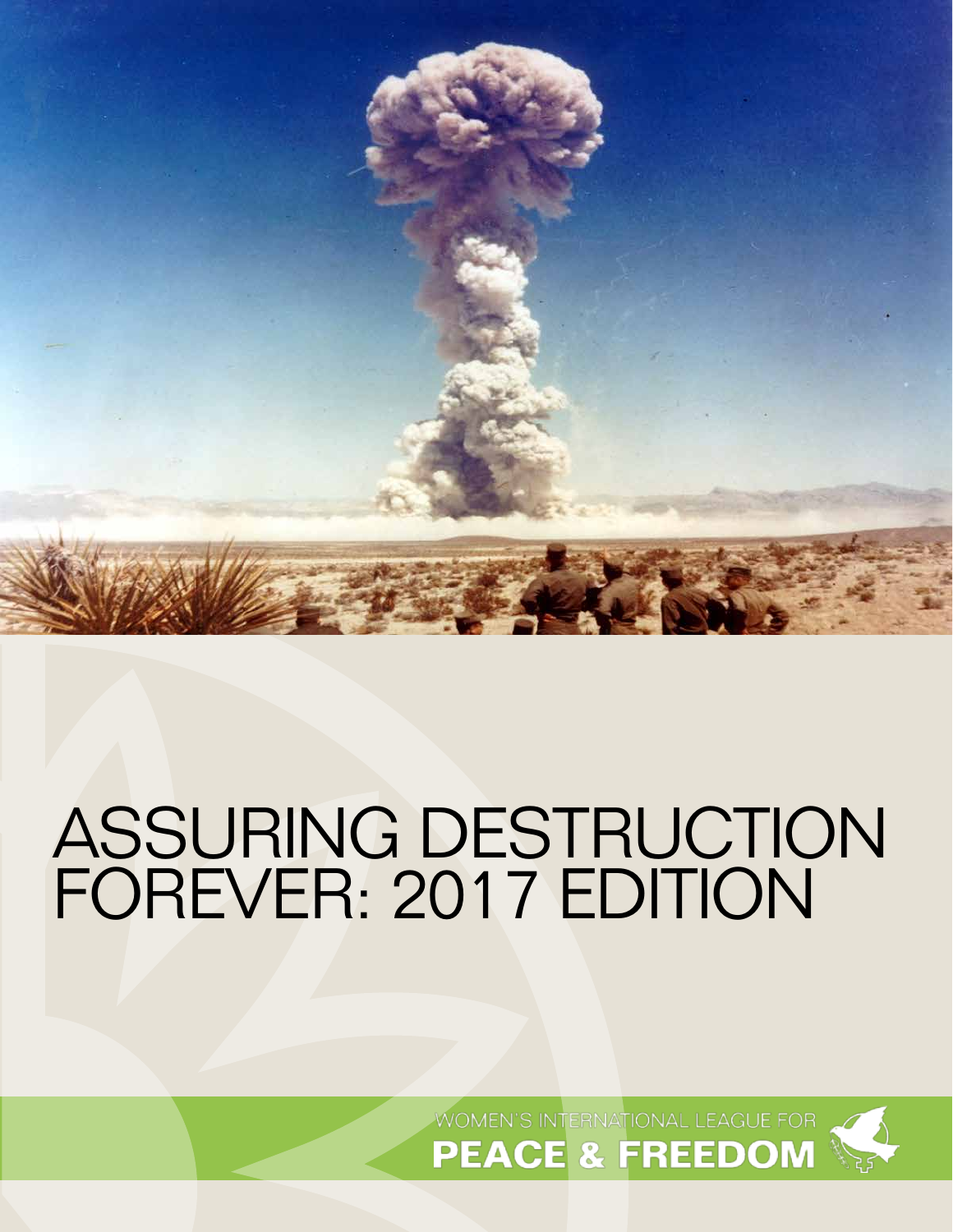# ASSURING DESTRUCTION FOREVER: 2017 EDITION

WOMEN'S INTERNATIONAL LEAGUE FOR
**PEACE & FREEDOM**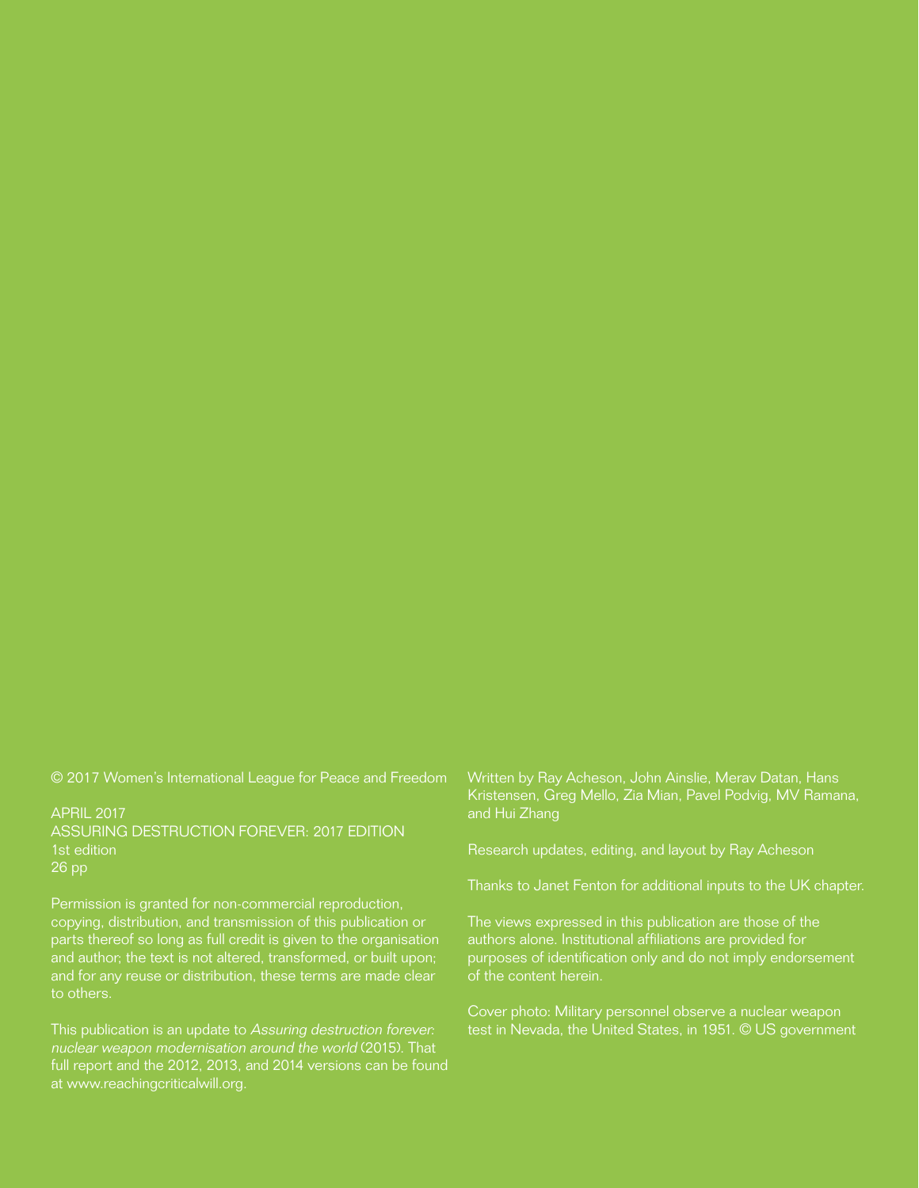© 2017 Women's International League for Peace and Freedom

APRIL 2017
ASSURING DESTRUCTION FOREVER: 2017 EDITION
1st edition
26 pp

Permission is granted for non-commercial reproduction, copying, distribution, and transmission of this publication or parts thereof so long as full credit is given to the organisation and author; the text is not altered, transformed, or built upon; and for any reuse or distribution, these terms are made clear to others.

This publication is an update to *Assuring destruction forever: nuclear weapon modernisation around the world* (2015). That full report and the 2012, 2013, and 2014 versions can be found at www.reachingcriticalwill.org.

Written by Ray Acheson, John Ainslie, Merav Datan, Hans Kristensen, Greg Mello, Zia Mian, Pavel Podvig, MV Ramana, and Hui Zhang

Research updates, editing, and layout by Ray Acheson

Thanks to Janet Fenton for additional inputs to the UK chapter.

The views expressed in this publication are those of the authors alone. Institutional affiliations are provided for purposes of identification only and do not imply endorsement of the content herein.

Cover photo: Military personnel observe a nuclear weapon test in Nevada, the United States, in 1951. © US government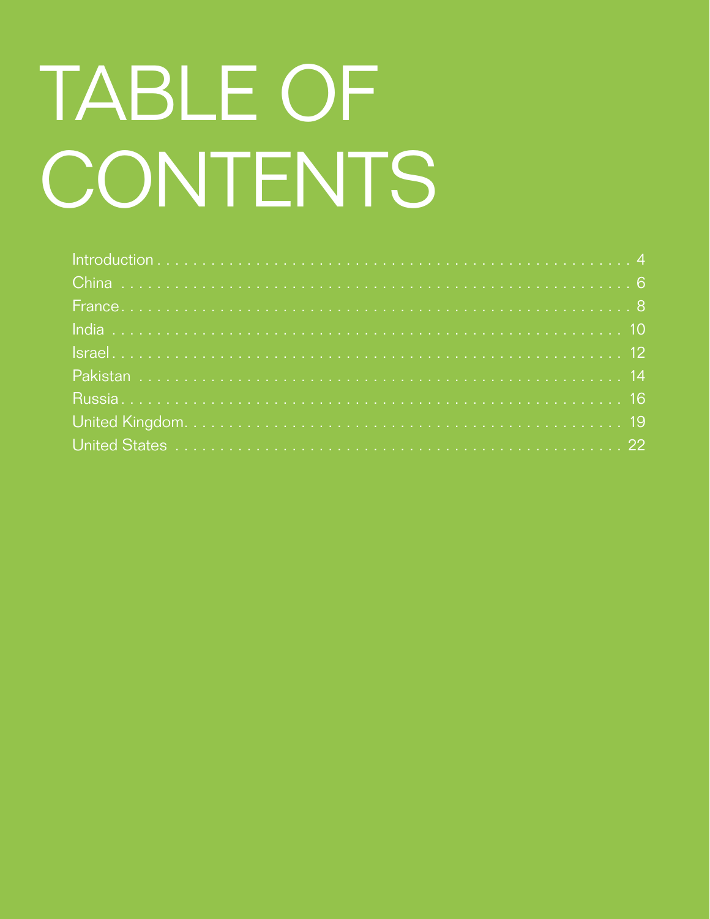# TABLE OF CONTENTS

Introduction . . . . . . . . . . 4
China . . . . . . . . . . 6
France . . . . . . . . . . 8
India . . . . . . . . . . 10
Israel . . . . . . . . . . 12
Pakistan . . . . . . . . . . 14
Russia . . . . . . . . . . 16
United Kingdom . . . . . . . . . . 19
United States . . . . . . . . . . 22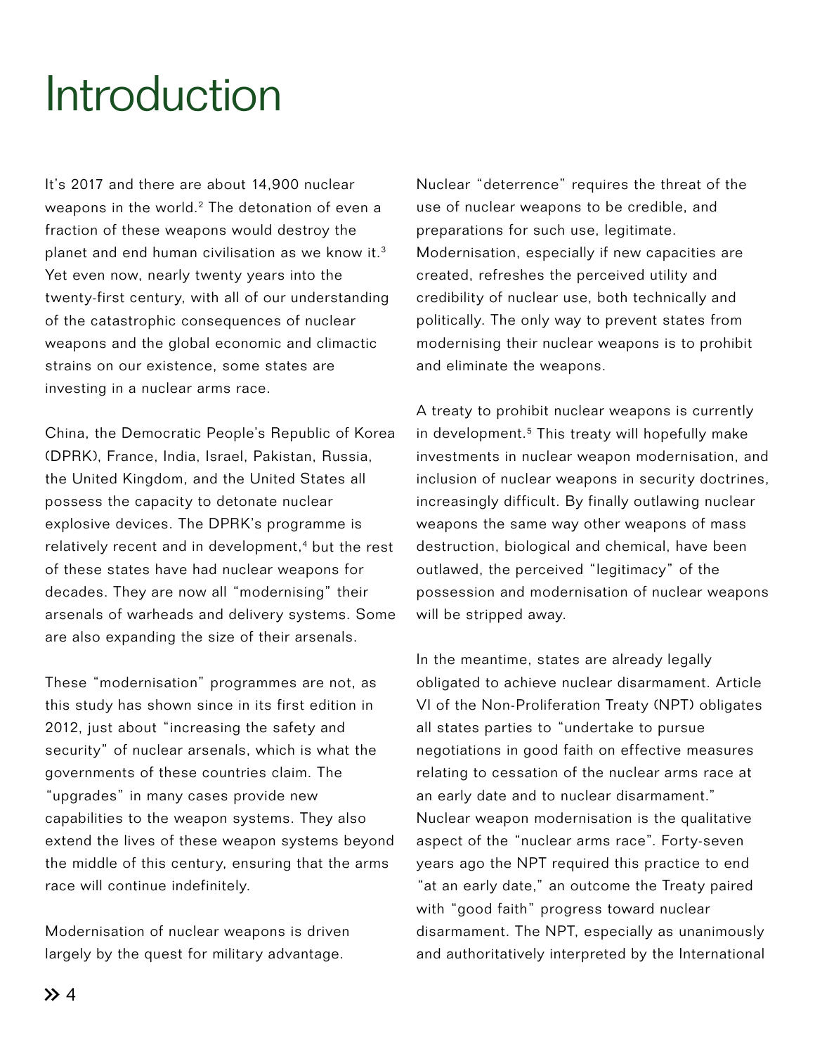# Introduction

It's 2017 and there are about 14,900 nuclear weapons in the world.[2] The detonation of even a fraction of these weapons would destroy the planet and end human civilisation as we know it.[3] Yet even now, nearly twenty years into the twenty-first century, with all of our understanding of the catastrophic consequences of nuclear weapons and the global economic and climactic strains on our existence, some states are investing in a nuclear arms race.

China, the Democratic People's Republic of Korea (DPRK), France, India, Israel, Pakistan, Russia, the United Kingdom, and the United States all possess the capacity to detonate nuclear explosive devices. The DPRK's programme is relatively recent and in development,[4] but the rest of these states have had nuclear weapons for decades. They are now all "modernising" their arsenals of warheads and delivery systems. Some are also expanding the size of their arsenals.

These "modernisation" programmes are not, as this study has shown since in its first edition in 2012, just about "increasing the safety and security" of nuclear arsenals, which is what the governments of these countries claim. The "upgrades" in many cases provide new capabilities to the weapon systems. They also extend the lives of these weapon systems beyond the middle of this century, ensuring that the arms race will continue indefinitely.

Modernisation of nuclear weapons is driven largely by the quest for military advantage. Nuclear "deterrence" requires the threat of the use of nuclear weapons to be credible, and preparations for such use, legitimate. Modernisation, especially if new capacities are created, refreshes the perceived utility and credibility of nuclear use, both technically and politically. The only way to prevent states from modernising their nuclear weapons is to prohibit and eliminate the weapons.

A treaty to prohibit nuclear weapons is currently in development.[5] This treaty will hopefully make investments in nuclear weapon modernisation, and inclusion of nuclear weapons in security doctrines, increasingly difficult. By finally outlawing nuclear weapons the same way other weapons of mass destruction, biological and chemical, have been outlawed, the perceived "legitimacy" of the possession and modernisation of nuclear weapons will be stripped away.

In the meantime, states are already legally obligated to achieve nuclear disarmament. Article VI of the Non-Proliferation Treaty (NPT) obligates all states parties to "undertake to pursue negotiations in good faith on effective measures relating to cessation of the nuclear arms race at an early date and to nuclear disarmament." Nuclear weapon modernisation is the qualitative aspect of the "nuclear arms race". Forty-seven years ago the NPT required this practice to end "at an early date," an outcome the Treaty paired with "good faith" progress toward nuclear disarmament. The NPT, especially as unanimously and authoritatively interpreted by the International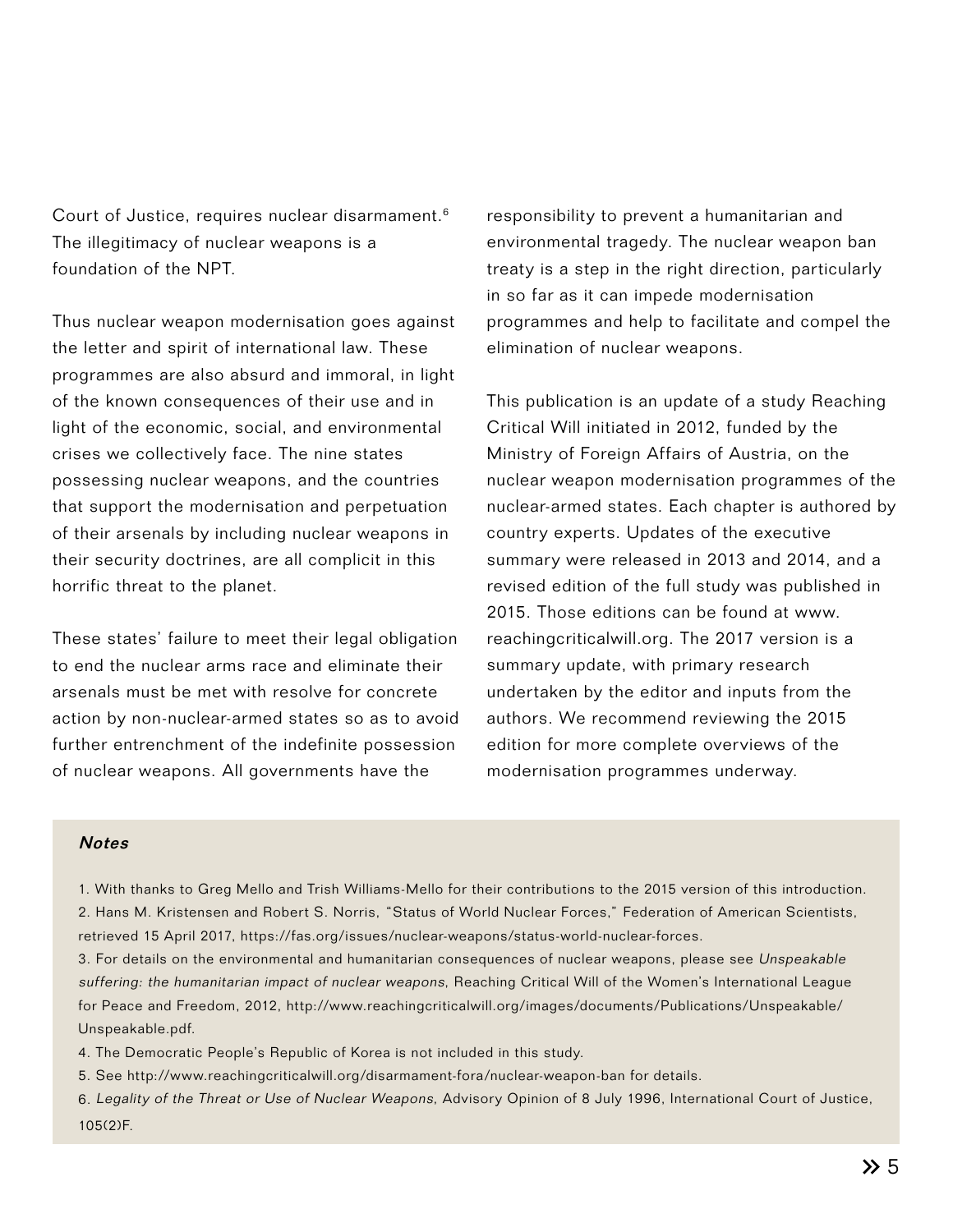Court of Justice, requires nuclear disarmament.[6] The illegitimacy of nuclear weapons is a foundation of the NPT.

Thus nuclear weapon modernisation goes against the letter and spirit of international law. These programmes are also absurd and immoral, in light of the known consequences of their use and in light of the economic, social, and environmental crises we collectively face. The nine states possessing nuclear weapons, and the countries that support the modernisation and perpetuation of their arsenals by including nuclear weapons in their security doctrines, are all complicit in this horrific threat to the planet.

These states' failure to meet their legal obligation to end the nuclear arms race and eliminate their arsenals must be met with resolve for concrete action by non-nuclear-armed states so as to avoid further entrenchment of the indefinite possession of nuclear weapons. All governments have the responsibility to prevent a humanitarian and environmental tragedy. The nuclear weapon ban treaty is a step in the right direction, particularly in so far as it can impede modernisation programmes and help to facilitate and compel the elimination of nuclear weapons.

This publication is an update of a study Reaching Critical Will initiated in 2012, funded by the Ministry of Foreign Affairs of Austria, on the nuclear weapon modernisation programmes of the nuclear-armed states. Each chapter is authored by country experts. Updates of the executive summary were released in 2013 and 2014, and a revised edition of the full study was published in 2015. Those editions can be found at www.reachingcriticalwill.org. The 2017 version is a summary update, with primary research undertaken by the editor and inputs from the authors. We recommend reviewing the 2015 edition for more complete overviews of the modernisation programmes underway.

***Notes***

1. With thanks to Greg Mello and Trish Williams-Mello for their contributions to the 2015 version of this introduction.
2. Hans M. Kristensen and Robert S. Norris, "Status of World Nuclear Forces," Federation of American Scientists, retrieved 15 April 2017, https://fas.org/issues/nuclear-weapons/status-world-nuclear-forces.
3. For details on the environmental and humanitarian consequences of nuclear weapons, please see *Unspeakable suffering: the humanitarian impact of nuclear weapons*, Reaching Critical Will of the Women's International League for Peace and Freedom, 2012, http://www.reachingcriticalwill.org/images/documents/Publications/Unspeakable/Unspeakable.pdf.
4. The Democratic People's Republic of Korea is not included in this study.
5. See http://www.reachingcriticalwill.org/disarmament-fora/nuclear-weapon-ban for details.
6. *Legality of the Threat or Use of Nuclear Weapons*, Advisory Opinion of 8 July 1996, International Court of Justice, 105(2)F.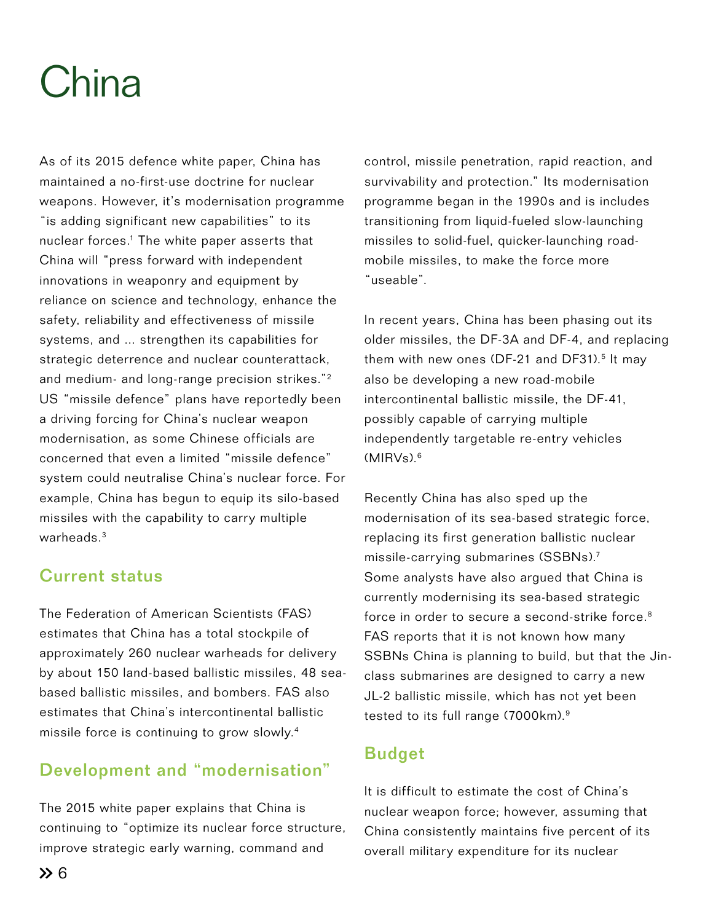# China

As of its 2015 defence white paper, China has maintained a no-first-use doctrine for nuclear weapons. However, it's modernisation programme "is adding significant new capabilities" to its nuclear forces.[1] The white paper asserts that China will "press forward with independent innovations in weaponry and equipment by reliance on science and technology, enhance the safety, reliability and effectiveness of missile systems, and ... strengthen its capabilities for strategic deterrence and nuclear counterattack, and medium- and long-range precision strikes."[2] US "missile defence" plans have reportedly been a driving forcing for China's nuclear weapon modernisation, as some Chinese officials are concerned that even a limited "missile defence" system could neutralise China's nuclear force. For example, China has begun to equip its silo-based missiles with the capability to carry multiple warheads.[3]

## Current status

The Federation of American Scientists (FAS) estimates that China has a total stockpile of approximately 260 nuclear warheads for delivery by about 150 land-based ballistic missiles, 48 sea-based ballistic missiles, and bombers. FAS also estimates that China's intercontinental ballistic missile force is continuing to grow slowly.[4]

## Development and "modernisation"

The 2015 white paper explains that China is continuing to "optimize its nuclear force structure, improve strategic early warning, command and control, missile penetration, rapid reaction, and survivability and protection." Its modernisation programme began in the 1990s and is includes transitioning from liquid-fueled slow-launching missiles to solid-fuel, quicker-launching road-mobile missiles, to make the force more "useable".

In recent years, China has been phasing out its older missiles, the DF-3A and DF-4, and replacing them with new ones (DF-21 and DF31).[5] It may also be developing a new road-mobile intercontinental ballistic missile, the DF-41, possibly capable of carrying multiple independently targetable re-entry vehicles (MIRVs).[6]

Recently China has also sped up the modernisation of its sea-based strategic force, replacing its first generation ballistic nuclear missile-carrying submarines (SSBNs).[7] Some analysts have also argued that China is currently modernising its sea-based strategic force in order to secure a second-strike force.[8] FAS reports that it is not known how many SSBNs China is planning to build, but that the Jin-class submarines are designed to carry a new JL-2 ballistic missile, which has not yet been tested to its full range (7000km).[9]

## Budget

It is difficult to estimate the cost of China's nuclear weapon force; however, assuming that China consistently maintains five percent of its overall military expenditure for its nuclear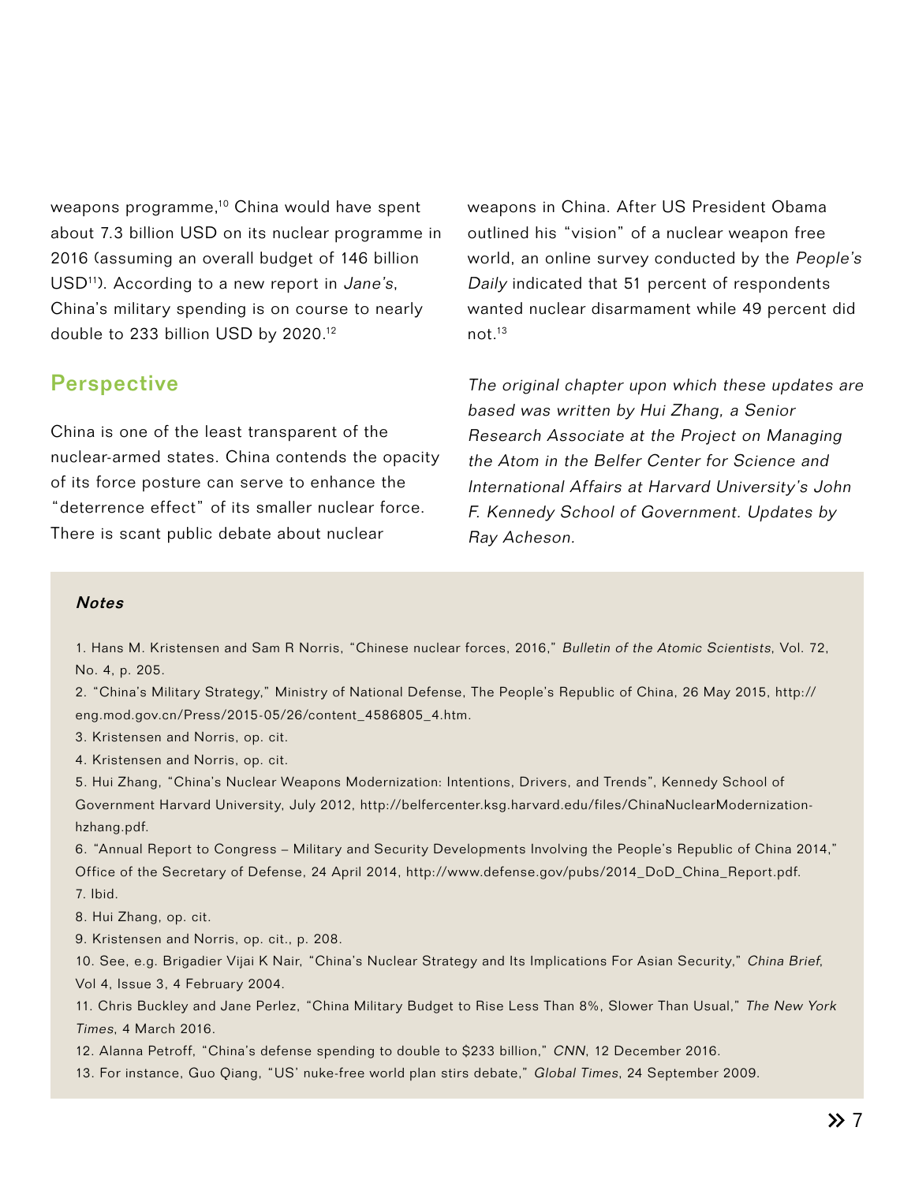weapons programme,[10] China would have spent about 7.3 billion USD on its nuclear programme in 2016 (assuming an overall budget of 146 billion USD[11]). According to a new report in *Jane's*, China's military spending is on course to nearly double to 233 billion USD by 2020.[12]

## Perspective

China is one of the least transparent of the nuclear-armed states. China contends the opacity of its force posture can serve to enhance the "deterrence effect" of its smaller nuclear force. There is scant public debate about nuclear weapons in China. After US President Obama outlined his "vision" of a nuclear weapon free world, an online survey conducted by the *People's Daily* indicated that 51 percent of respondents wanted nuclear disarmament while 49 percent did not.[13]

*The original chapter upon which these updates are based was written by Hui Zhang, a Senior Research Associate at the Project on Managing the Atom in the Belfer Center for Science and International Affairs at Harvard University's John F. Kennedy School of Government. Updates by Ray Acheson.*

***Notes***

1. Hans M. Kristensen and Sam R Norris, "Chinese nuclear forces, 2016," *Bulletin of the Atomic Scientists*, Vol. 72, No. 4, p. 205.
2. "China's Military Strategy," Ministry of National Defense, The People's Republic of China, 26 May 2015, http://eng.mod.gov.cn/Press/2015-05/26/content_4586805_4.htm.
3. Kristensen and Norris, op. cit.
4. Kristensen and Norris, op. cit.
5. Hui Zhang, "China's Nuclear Weapons Modernization: Intentions, Drivers, and Trends", Kennedy School of Government Harvard University, July 2012, http://belfercenter.ksg.harvard.edu/files/ChinaNuclearModernization-hzhang.pdf.
6. "Annual Report to Congress – Military and Security Developments Involving the People's Republic of China 2014," Office of the Secretary of Defense, 24 April 2014, http://www.defense.gov/pubs/2014_DoD_China_Report.pdf.
7. Ibid.
8. Hui Zhang, op. cit.
9. Kristensen and Norris, op. cit., p. 208.
10. See, e.g. Brigadier Vijai K Nair, "China's Nuclear Strategy and Its Implications For Asian Security," *China Brief*, Vol 4, Issue 3, 4 February 2004.
11. Chris Buckley and Jane Perlez, "China Military Budget to Rise Less Than 8%, Slower Than Usual," *The New York Times*, 4 March 2016.
12. Alanna Petroff, "China's defense spending to double to $233 billion," *CNN*, 12 December 2016.
13. For instance, Guo Qiang, "US' nuke-free world plan stirs debate," *Global Times*, 24 September 2009.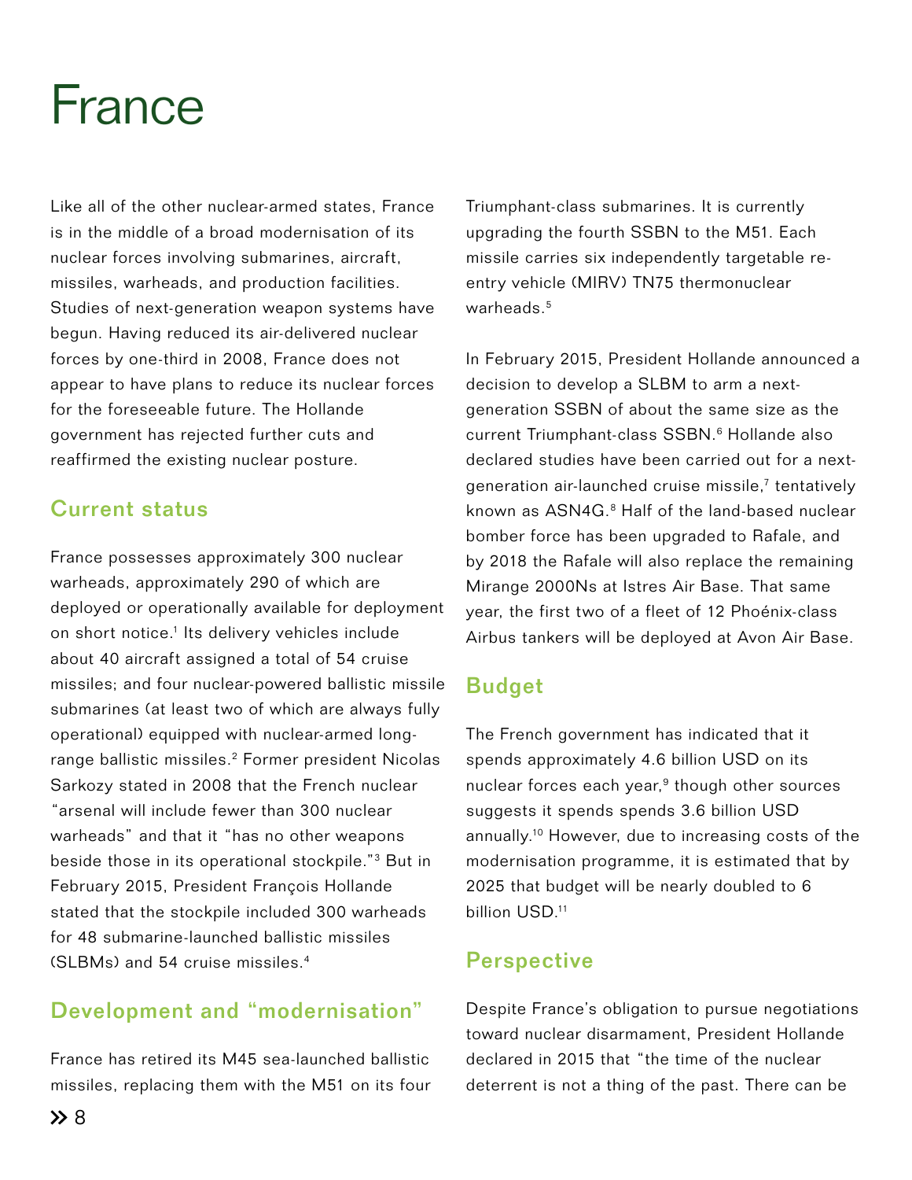# France

Like all of the other nuclear-armed states, France is in the middle of a broad modernisation of its nuclear forces involving submarines, aircraft, missiles, warheads, and production facilities. Studies of next-generation weapon systems have begun. Having reduced its air-delivered nuclear forces by one-third in 2008, France does not appear to have plans to reduce its nuclear forces for the foreseeable future. The Hollande government has rejected further cuts and reaffirmed the existing nuclear posture.

## Current status

France possesses approximately 300 nuclear warheads, approximately 290 of which are deployed or operationally available for deployment on short notice.[1] Its delivery vehicles include about 40 aircraft assigned a total of 54 cruise missiles; and four nuclear-powered ballistic missile submarines (at least two of which are always fully operational) equipped with nuclear-armed long-range ballistic missiles.[2] Former president Nicolas Sarkozy stated in 2008 that the French nuclear "arsenal will include fewer than 300 nuclear warheads" and that it "has no other weapons beside those in its operational stockpile."[3] But in February 2015, President François Hollande stated that the stockpile included 300 warheads for 48 submarine-launched ballistic missiles (SLBMs) and 54 cruise missiles.[4]

## Development and "modernisation"

France has retired its M45 sea-launched ballistic missiles, replacing them with the M51 on its four Triumphant-class submarines. It is currently upgrading the fourth SSBN to the M51. Each missile carries six independently targetable re-entry vehicle (MIRV) TN75 thermonuclear warheads.[5]

In February 2015, President Hollande announced a decision to develop a SLBM to arm a next-generation SSBN of about the same size as the current Triumphant-class SSBN.[6] Hollande also declared studies have been carried out for a next-generation air-launched cruise missile,[7] tentatively known as ASN4G.[8] Half of the land-based nuclear bomber force has been upgraded to Rafale, and by 2018 the Rafale will also replace the remaining Mirange 2000Ns at Istres Air Base. That same year, the first two of a fleet of 12 Phoénix-class Airbus tankers will be deployed at Avon Air Base.

## Budget

The French government has indicated that it spends approximately 4.6 billion USD on its nuclear forces each year,[9] though other sources suggests it spends spends 3.6 billion USD annually.[10] However, due to increasing costs of the modernisation programme, it is estimated that by 2025 that budget will be nearly doubled to 6 billion USD.[11]

## Perspective

Despite France's obligation to pursue negotiations toward nuclear disarmament, President Hollande declared in 2015 that "the time of the nuclear deterrent is not a thing of the past. There can be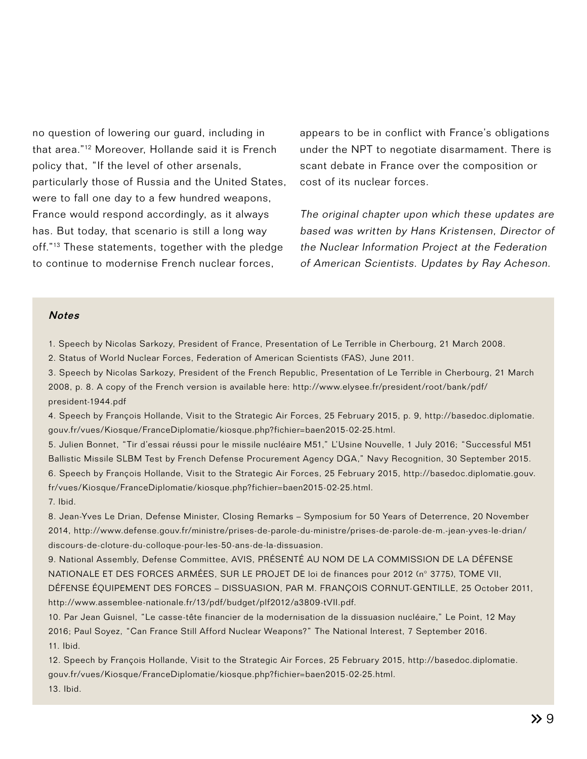no question of lowering our guard, including in that area."[12] Moreover, Hollande said it is French policy that, "If the level of other arsenals, particularly those of Russia and the United States, were to fall one day to a few hundred weapons, France would respond accordingly, as it always has. But today, that scenario is still a long way off."[13] These statements, together with the pledge to continue to modernise French nuclear forces, appears to be in conflict with France's obligations under the NPT to negotiate disarmament. There is scant debate in France over the composition or cost of its nuclear forces.

*The original chapter upon which these updates are based was written by Hans Kristensen, Director of the Nuclear Information Project at the Federation of American Scientists. Updates by Ray Acheson.*

***Notes***

1. Speech by Nicolas Sarkozy, President of France, Presentation of Le Terrible in Cherbourg, 21 March 2008.
2. Status of World Nuclear Forces, Federation of American Scientists (FAS), June 2011.
3. Speech by Nicolas Sarkozy, President of the French Republic, Presentation of Le Terrible in Cherbourg, 21 March 2008, p. 8. A copy of the French version is available here: http://www.elysee.fr/president/root/bank/pdf/president-1944.pdf
4. Speech by François Hollande, Visit to the Strategic Air Forces, 25 February 2015, p. 9, http://basedoc.diplomatie.gouv.fr/vues/Kiosque/FranceDiplomatie/kiosque.php?fichier=baen2015-02-25.html.
5. Julien Bonnet, "Tir d'essai réussi pour le missile nucléaire M51," L'Usine Nouvelle, 1 July 2016; "Successful M51 Ballistic Missile SLBM Test by French Defense Procurement Agency DGA," Navy Recognition, 30 September 2015.
6. Speech by François Hollande, Visit to the Strategic Air Forces, 25 February 2015, http://basedoc.diplomatie.gouv.fr/vues/Kiosque/FranceDiplomatie/kiosque.php?fichier=baen2015-02-25.html.
7. Ibid.
8. Jean-Yves Le Drian, Defense Minister, Closing Remarks – Symposium for 50 Years of Deterrence, 20 November 2014, http://www.defense.gouv.fr/ministre/prises-de-parole-du-ministre/prises-de-parole-de-m.-jean-yves-le-drian/discours-de-cloture-du-colloque-pour-les-50-ans-de-la-dissuasion.
9. National Assembly, Defense Committee, AVIS, PRÉSENTÉ AU NOM DE LA COMMISSION DE LA DÉFENSE NATIONALE ET DES FORCES ARMÉES, SUR LE PROJET DE loi de finances pour 2012 (n° 3775), TOME VII, DÉFENSE ÉQUIPEMENT DES FORCES – DISSUASION, PAR M. FRANÇOIS CORNUT-GENTILLE, 25 October 2011, http://www.assemblee-nationale.fr/13/pdf/budget/plf2012/a3809-tVII.pdf.
10. Par Jean Guisnel, "Le casse-tête financier de la modernisation de la dissuasion nucléaire," Le Point, 12 May 2016; Paul Soyez, "Can France Still Afford Nuclear Weapons?" The National Interest, 7 September 2016.
11. Ibid.
12. Speech by François Hollande, Visit to the Strategic Air Forces, 25 February 2015, http://basedoc.diplomatie.gouv.fr/vues/Kiosque/FranceDiplomatie/kiosque.php?fichier=baen2015-02-25.html.
13. Ibid.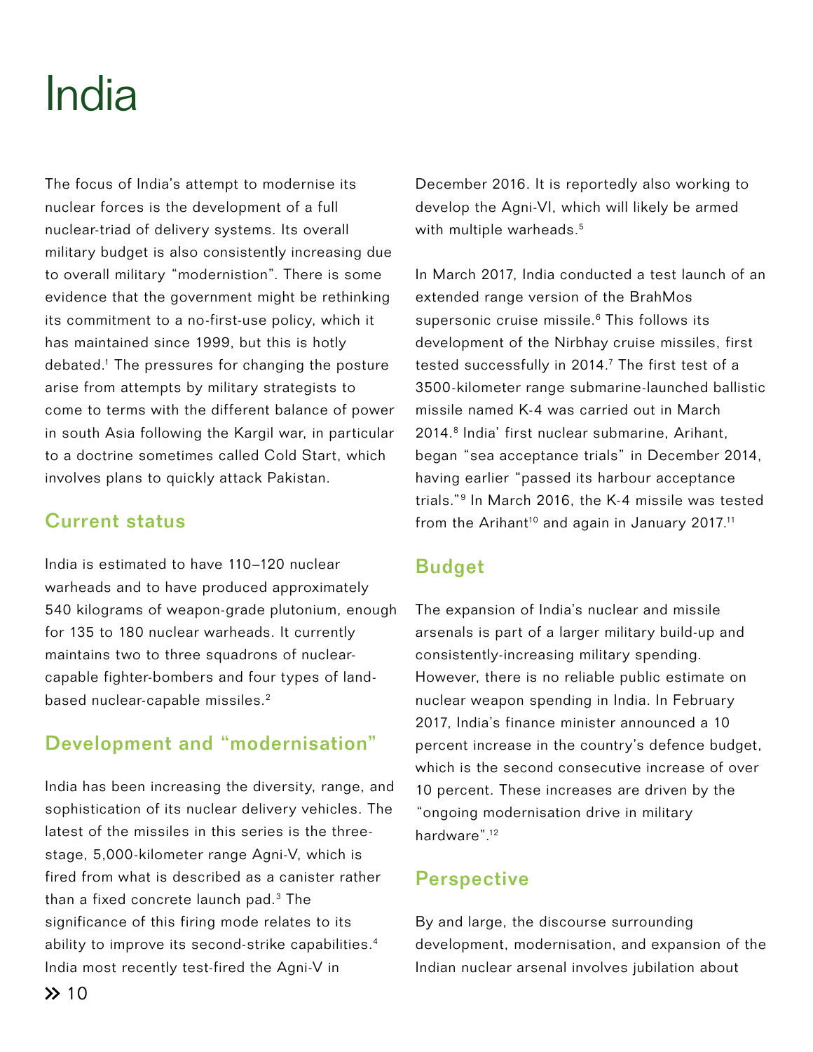# India

The focus of India's attempt to modernise its nuclear forces is the development of a full nuclear-triad of delivery systems. Its overall military budget is also consistently increasing due to overall military "modernistion". There is some evidence that the government might be rethinking its commitment to a no-first-use policy, which it has maintained since 1999, but this is hotly debated.[1] The pressures for changing the posture arise from attempts by military strategists to come to terms with the different balance of power in south Asia following the Kargil war, in particular to a doctrine sometimes called Cold Start, which involves plans to quickly attack Pakistan.

## Current status

India is estimated to have 110–120 nuclear warheads and to have produced approximately 540 kilograms of weapon-grade plutonium, enough for 135 to 180 nuclear warheads. It currently maintains two to three squadrons of nuclear-capable fighter-bombers and four types of land-based nuclear-capable missiles.[2]

## Development and "modernisation"

India has been increasing the diversity, range, and sophistication of its nuclear delivery vehicles. The latest of the missiles in this series is the three-stage, 5,000-kilometer range Agni-V, which is fired from what is described as a canister rather than a fixed concrete launch pad.[3] The significance of this firing mode relates to its ability to improve its second-strike capabilities.[4] India most recently test-fired the Agni-V in December 2016. It is reportedly also working to develop the Agni-VI, which will likely be armed with multiple warheads.[5]

In March 2017, India conducted a test launch of an extended range version of the BrahMos supersonic cruise missile.[6] This follows its development of the Nirbhay cruise missiles, first tested successfully in 2014.[7] The first test of a 3500-kilometer range submarine-launched ballistic missile named K-4 was carried out in March 2014.[8] India' first nuclear submarine, Arihant, began "sea acceptance trials" in December 2014, having earlier "passed its harbour acceptance trials."[9] In March 2016, the K-4 missile was tested from the Arihant[10] and again in January 2017.[11]

## Budget

The expansion of India's nuclear and missile arsenals is part of a larger military build-up and consistently-increasing military spending. However, there is no reliable public estimate on nuclear weapon spending in India. In February 2017, India's finance minister announced a 10 percent increase in the country's defence budget, which is the second consecutive increase of over 10 percent. These increases are driven by the "ongoing modernisation drive in military hardware".[12]

## Perspective

By and large, the discourse surrounding development, modernisation, and expansion of the Indian nuclear arsenal involves jubilation about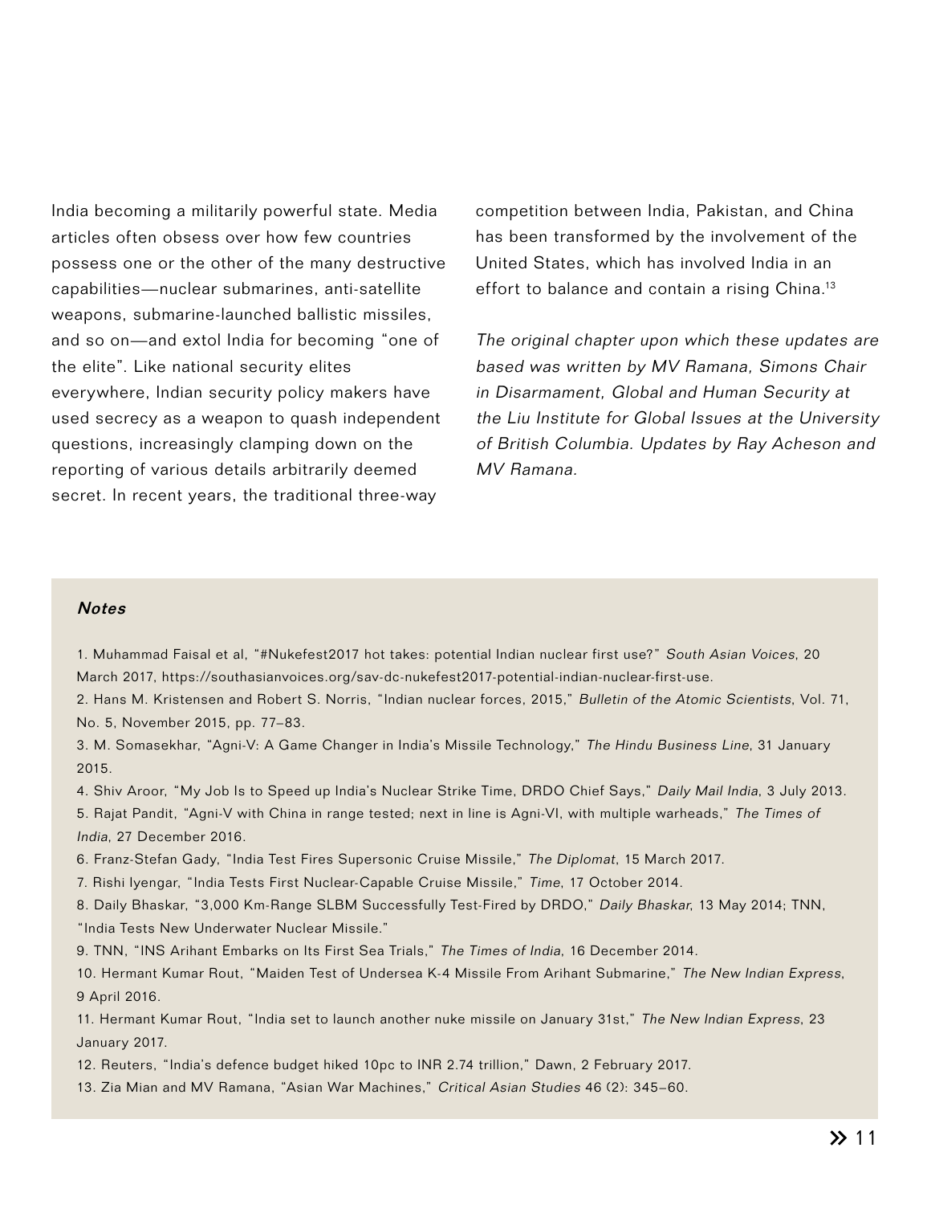India becoming a militarily powerful state. Media articles often obsess over how few countries possess one or the other of the many destructive capabilities—nuclear submarines, anti-satellite weapons, submarine-launched ballistic missiles, and so on—and extol India for becoming "one of the elite". Like national security elites everywhere, Indian security policy makers have used secrecy as a weapon to quash independent questions, increasingly clamping down on the reporting of various details arbitrarily deemed secret. In recent years, the traditional three-way competition between India, Pakistan, and China has been transformed by the involvement of the United States, which has involved India in an effort to balance and contain a rising China.[13]

*The original chapter upon which these updates are based was written by MV Ramana, Simons Chair in Disarmament, Global and Human Security at the Liu Institute for Global Issues at the University of British Columbia. Updates by Ray Acheson and MV Ramana.*

***Notes***

1. Muhammad Faisal et al, "#Nukefest2017 hot takes: potential Indian nuclear first use?" *South Asian Voices*, 20 March 2017, https://southasianvoices.org/sav-dc-nukefest2017-potential-indian-nuclear-first-use.
2. Hans M. Kristensen and Robert S. Norris, "Indian nuclear forces, 2015," *Bulletin of the Atomic Scientists*, Vol. 71, No. 5, November 2015, pp. 77–83.
3. M. Somasekhar, "Agni-V: A Game Changer in India's Missile Technology," *The Hindu Business Line*, 31 January 2015.
4. Shiv Aroor, "My Job Is to Speed up India's Nuclear Strike Time, DRDO Chief Says," *Daily Mail India*, 3 July 2013.
5. Rajat Pandit, "Agni-V with China in range tested; next in line is Agni-VI, with multiple warheads," *The Times of India*, 27 December 2016.
6. Franz-Stefan Gady, "India Test Fires Supersonic Cruise Missile," *The Diplomat*, 15 March 2017.
7. Rishi Iyengar, "India Tests First Nuclear-Capable Cruise Missile," *Time*, 17 October 2014.
8. Daily Bhaskar, "3,000 Km-Range SLBM Successfully Test-Fired by DRDO," *Daily Bhaskar*, 13 May 2014; TNN, "India Tests New Underwater Nuclear Missile."
9. TNN, "INS Arihant Embarks on Its First Sea Trials," *The Times of India*, 16 December 2014.
10. Hermant Kumar Rout, "Maiden Test of Undersea K-4 Missile From Arihant Submarine," *The New Indian Express*, 9 April 2016.
11. Hermant Kumar Rout, "India set to launch another nuke missile on January 31st," *The New Indian Express*, 23 January 2017.
12. Reuters, "India's defence budget hiked 10pc to INR 2.74 trillion," Dawn, 2 February 2017.
13. Zia Mian and MV Ramana, "Asian War Machines," *Critical Asian Studies* 46 (2): 345–60.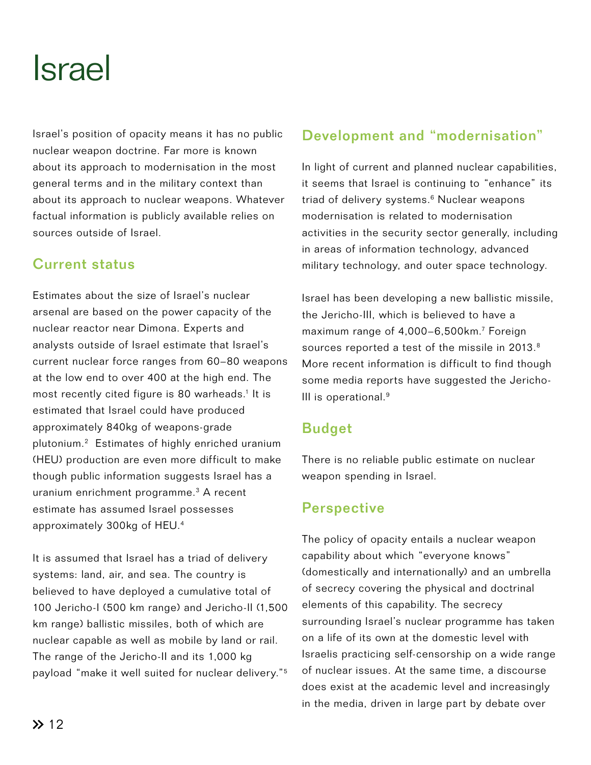# Israel

Israel's position of opacity means it has no public nuclear weapon doctrine. Far more is known about its approach to modernisation in the most general terms and in the military context than about its approach to nuclear weapons. Whatever factual information is publicly available relies on sources outside of Israel.

## Current status

Estimates about the size of Israel's nuclear arsenal are based on the power capacity of the nuclear reactor near Dimona. Experts and analysts outside of Israel estimate that Israel's current nuclear force ranges from 60–80 weapons at the low end to over 400 at the high end. The most recently cited figure is 80 warheads.[1] It is estimated that Israel could have produced approximately 840kg of weapons-grade plutonium.[2] Estimates of highly enriched uranium (HEU) production are even more difficult to make though public information suggests Israel has a uranium enrichment programme.[3] A recent estimate has assumed Israel possesses approximately 300kg of HEU.[4]

It is assumed that Israel has a triad of delivery systems: land, air, and sea. The country is believed to have deployed a cumulative total of 100 Jericho-I (500 km range) and Jericho-II (1,500 km range) ballistic missiles, both of which are nuclear capable as well as mobile by land or rail. The range of the Jericho-II and its 1,000 kg payload "make it well suited for nuclear delivery."[5]

## Development and "modernisation"

In light of current and planned nuclear capabilities, it seems that Israel is continuing to "enhance" its triad of delivery systems.[6] Nuclear weapons modernisation is related to modernisation activities in the security sector generally, including in areas of information technology, advanced military technology, and outer space technology.

Israel has been developing a new ballistic missile, the Jericho-III, which is believed to have a maximum range of 4,000–6,500km.[7] Foreign sources reported a test of the missile in 2013.[8] More recent information is difficult to find though some media reports have suggested the Jericho-III is operational.[9]

## Budget

There is no reliable public estimate on nuclear weapon spending in Israel.

## Perspective

The policy of opacity entails a nuclear weapon capability about which "everyone knows" (domestically and internationally) and an umbrella of secrecy covering the physical and doctrinal elements of this capability. The secrecy surrounding Israel's nuclear programme has taken on a life of its own at the domestic level with Israelis practicing self-censorship on a wide range of nuclear issues. At the same time, a discourse does exist at the academic level and increasingly in the media, driven in large part by debate over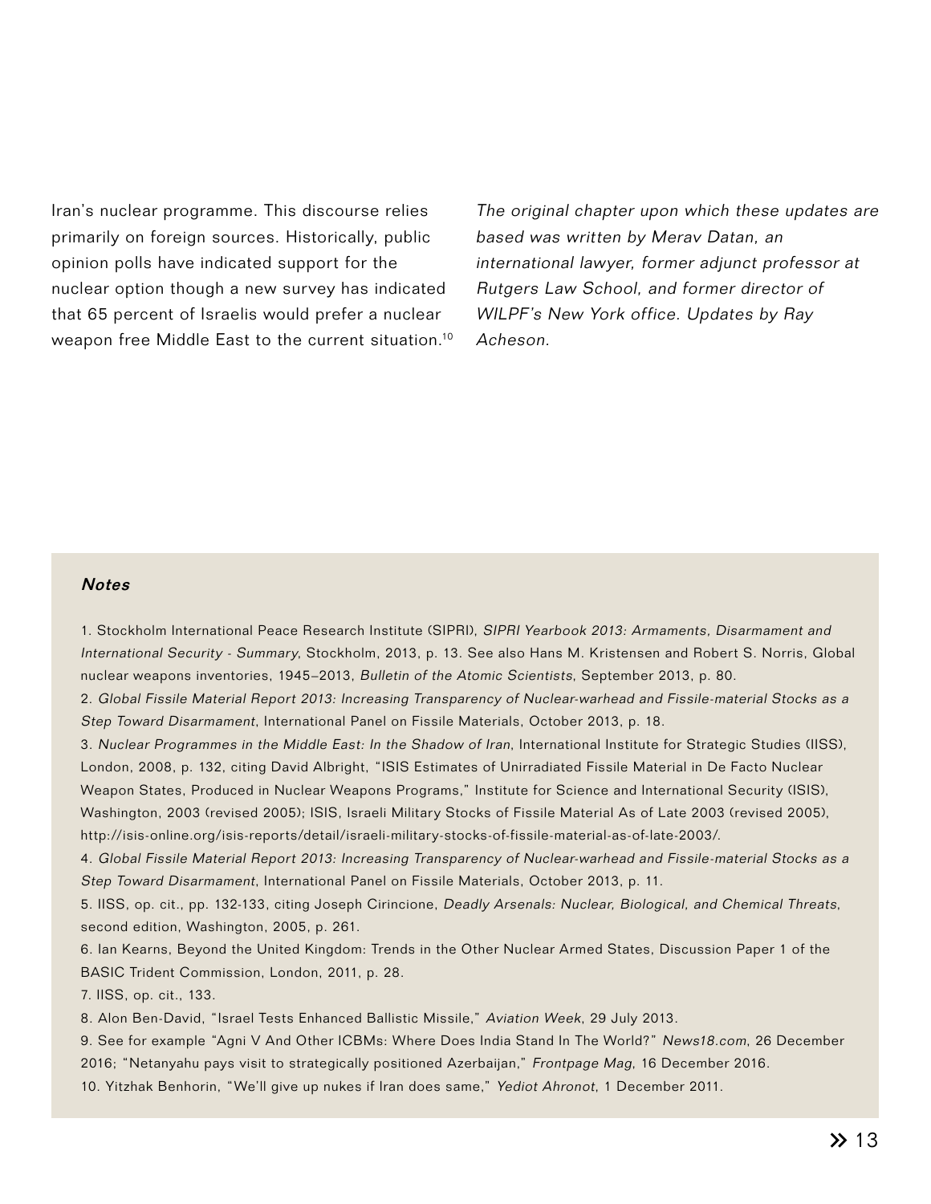Iran's nuclear programme. This discourse relies primarily on foreign sources. Historically, public opinion polls have indicated support for the nuclear option though a new survey has indicated that 65 percent of Israelis would prefer a nuclear weapon free Middle East to the current situation.[10]

*The original chapter upon which these updates are based was written by Merav Datan, an international lawyer, former adjunct professor at Rutgers Law School, and former director of WILPF's New York office. Updates by Ray Acheson.*

***Notes***

1. Stockholm International Peace Research Institute (SIPRI), *SIPRI Yearbook 2013: Armaments, Disarmament and International Security - Summary*, Stockholm, 2013, p. 13. See also Hans M. Kristensen and Robert S. Norris, Global nuclear weapons inventories, 1945–2013, *Bulletin of the Atomic Scientists*, September 2013, p. 80.
2. *Global Fissile Material Report 2013: Increasing Transparency of Nuclear-warhead and Fissile-material Stocks as a Step Toward Disarmament*, International Panel on Fissile Materials, October 2013, p. 18.
3. *Nuclear Programmes in the Middle East: In the Shadow of Iran*, International Institute for Strategic Studies (IISS), London, 2008, p. 132, citing David Albright, "ISIS Estimates of Unirradiated Fissile Material in De Facto Nuclear Weapon States, Produced in Nuclear Weapons Programs," Institute for Science and International Security (ISIS), Washington, 2003 (revised 2005); ISIS, Israeli Military Stocks of Fissile Material As of Late 2003 (revised 2005), http://isis-online.org/isis-reports/detail/israeli-military-stocks-of-fissile-material-as-of-late-2003/.
4. *Global Fissile Material Report 2013: Increasing Transparency of Nuclear-warhead and Fissile-material Stocks as a Step Toward Disarmament*, International Panel on Fissile Materials, October 2013, p. 11.
5. IISS, op. cit., pp. 132-133, citing Joseph Cirincione, *Deadly Arsenals: Nuclear, Biological, and Chemical Threats*, second edition, Washington, 2005, p. 261.
6. Ian Kearns, Beyond the United Kingdom: Trends in the Other Nuclear Armed States, Discussion Paper 1 of the BASIC Trident Commission, London, 2011, p. 28.
7. IISS, op. cit., 133.
8. Alon Ben-David, "Israel Tests Enhanced Ballistic Missile," *Aviation Week*, 29 July 2013.
9. See for example "Agni V And Other ICBMs: Where Does India Stand In The World?" *News18.com*, 26 December 2016; "Netanyahu pays visit to strategically positioned Azerbaijan," *Frontpage Mag*, 16 December 2016.
10. Yitzhak Benhorin, "We'll give up nukes if Iran does same," *Yediot Ahronot*, 1 December 2011.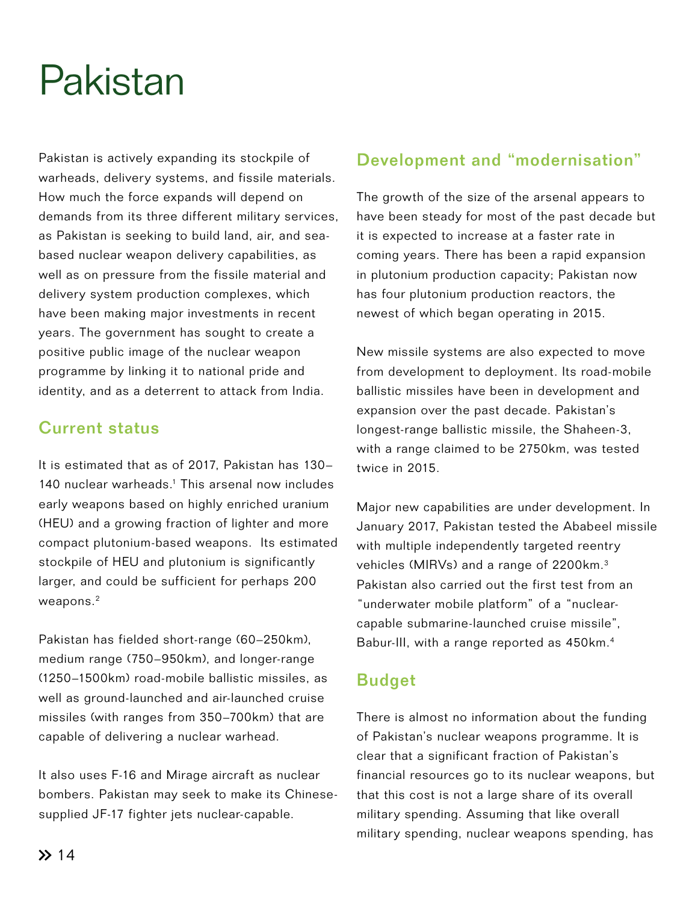# Pakistan

Pakistan is actively expanding its stockpile of warheads, delivery systems, and fissile materials. How much the force expands will depend on demands from its three different military services, as Pakistan is seeking to build land, air, and sea-based nuclear weapon delivery capabilities, as well as on pressure from the fissile material and delivery system production complexes, which have been making major investments in recent years. The government has sought to create a positive public image of the nuclear weapon programme by linking it to national pride and identity, and as a deterrent to attack from India.

## Current status

It is estimated that as of 2017, Pakistan has 130–140 nuclear warheads.[1] This arsenal now includes early weapons based on highly enriched uranium (HEU) and a growing fraction of lighter and more compact plutonium-based weapons. Its estimated stockpile of HEU and plutonium is significantly larger, and could be sufficient for perhaps 200 weapons.[2]

Pakistan has fielded short-range (60–250km), medium range (750–950km), and longer-range (1250–1500km) road-mobile ballistic missiles, as well as ground-launched and air-launched cruise missiles (with ranges from 350–700km) that are capable of delivering a nuclear warhead.

It also uses F-16 and Mirage aircraft as nuclear bombers. Pakistan may seek to make its Chinese-supplied JF-17 fighter jets nuclear-capable.

## Development and "modernisation"

The growth of the size of the arsenal appears to have been steady for most of the past decade but it is expected to increase at a faster rate in coming years. There has been a rapid expansion in plutonium production capacity; Pakistan now has four plutonium production reactors, the newest of which began operating in 2015.

New missile systems are also expected to move from development to deployment. Its road-mobile ballistic missiles have been in development and expansion over the past decade. Pakistan's longest-range ballistic missile, the Shaheen-3, with a range claimed to be 2750km, was tested twice in 2015.

Major new capabilities are under development. In January 2017, Pakistan tested the Ababeel missile with multiple independently targeted reentry vehicles (MIRVs) and a range of 2200km.[3] Pakistan also carried out the first test from an "underwater mobile platform" of a "nuclear-capable submarine-launched cruise missile", Babur-III, with a range reported as 450km.[4]

## Budget

There is almost no information about the funding of Pakistan's nuclear weapons programme. It is clear that a significant fraction of Pakistan's financial resources go to its nuclear weapons, but that this cost is not a large share of its overall military spending. Assuming that like overall military spending, nuclear weapons spending, has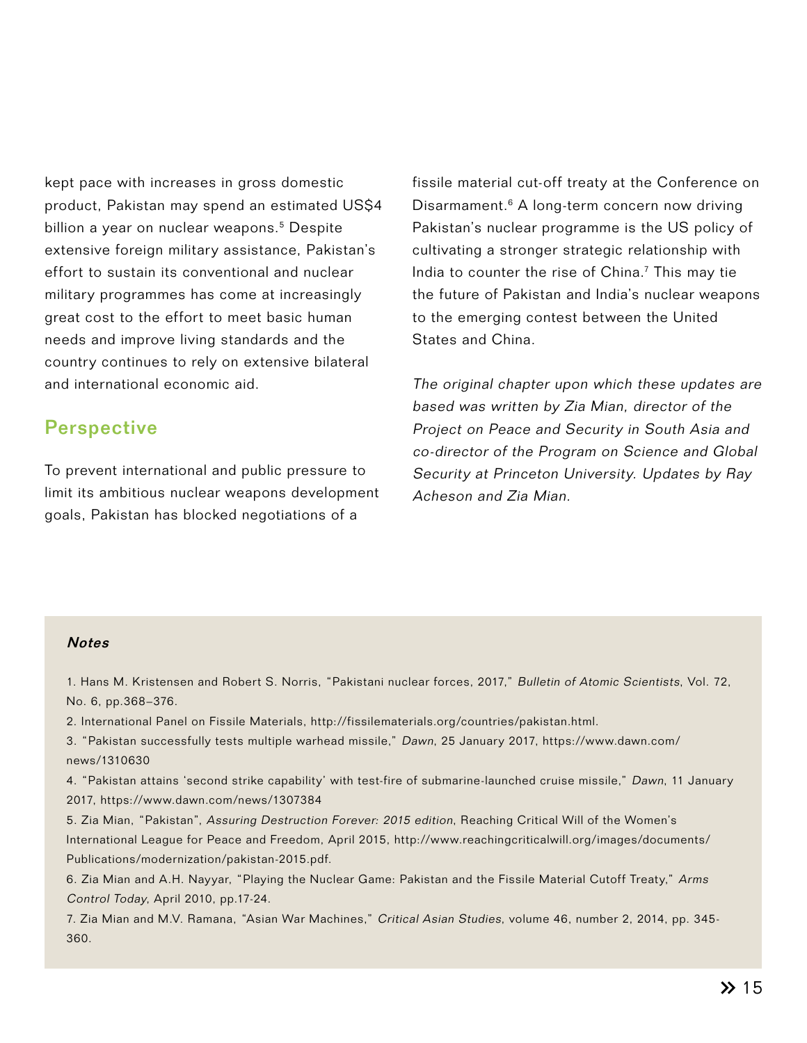kept pace with increases in gross domestic product, Pakistan may spend an estimated US$4 billion a year on nuclear weapons.[5] Despite extensive foreign military assistance, Pakistan's effort to sustain its conventional and nuclear military programmes has come at increasingly great cost to the effort to meet basic human needs and improve living standards and the country continues to rely on extensive bilateral and international economic aid.

## Perspective

To prevent international and public pressure to limit its ambitious nuclear weapons development goals, Pakistan has blocked negotiations of a fissile material cut-off treaty at the Conference on Disarmament.[6] A long-term concern now driving Pakistan's nuclear programme is the US policy of cultivating a stronger strategic relationship with India to counter the rise of China.[7] This may tie the future of Pakistan and India's nuclear weapons to the emerging contest between the United States and China.

*The original chapter upon which these updates are based was written by Zia Mian, director of the Project on Peace and Security in South Asia and co-director of the Program on Science and Global Security at Princeton University. Updates by Ray Acheson and Zia Mian.*

***Notes***

1. Hans M. Kristensen and Robert S. Norris, "Pakistani nuclear forces, 2017," *Bulletin of Atomic Scientists*, Vol. 72, No. 6, pp.368–376.
2. International Panel on Fissile Materials, http://fissilematerials.org/countries/pakistan.html.
3. "Pakistan successfully tests multiple warhead missile," *Dawn*, 25 January 2017, https://www.dawn.com/news/1310630
4. "Pakistan attains 'second strike capability' with test-fire of submarine-launched cruise missile," *Dawn*, 11 January 2017, https://www.dawn.com/news/1307384
5. Zia Mian, "Pakistan", *Assuring Destruction Forever: 2015 edition*, Reaching Critical Will of the Women's International League for Peace and Freedom, April 2015, http://www.reachingcriticalwill.org/images/documents/Publications/modernization/pakistan-2015.pdf.
6. Zia Mian and A.H. Nayyar, "Playing the Nuclear Game: Pakistan and the Fissile Material Cutoff Treaty," *Arms Control Today*, April 2010, pp.17-24.
7. Zia Mian and M.V. Ramana, "Asian War Machines," *Critical Asian Studies*, volume 46, number 2, 2014, pp. 345-360.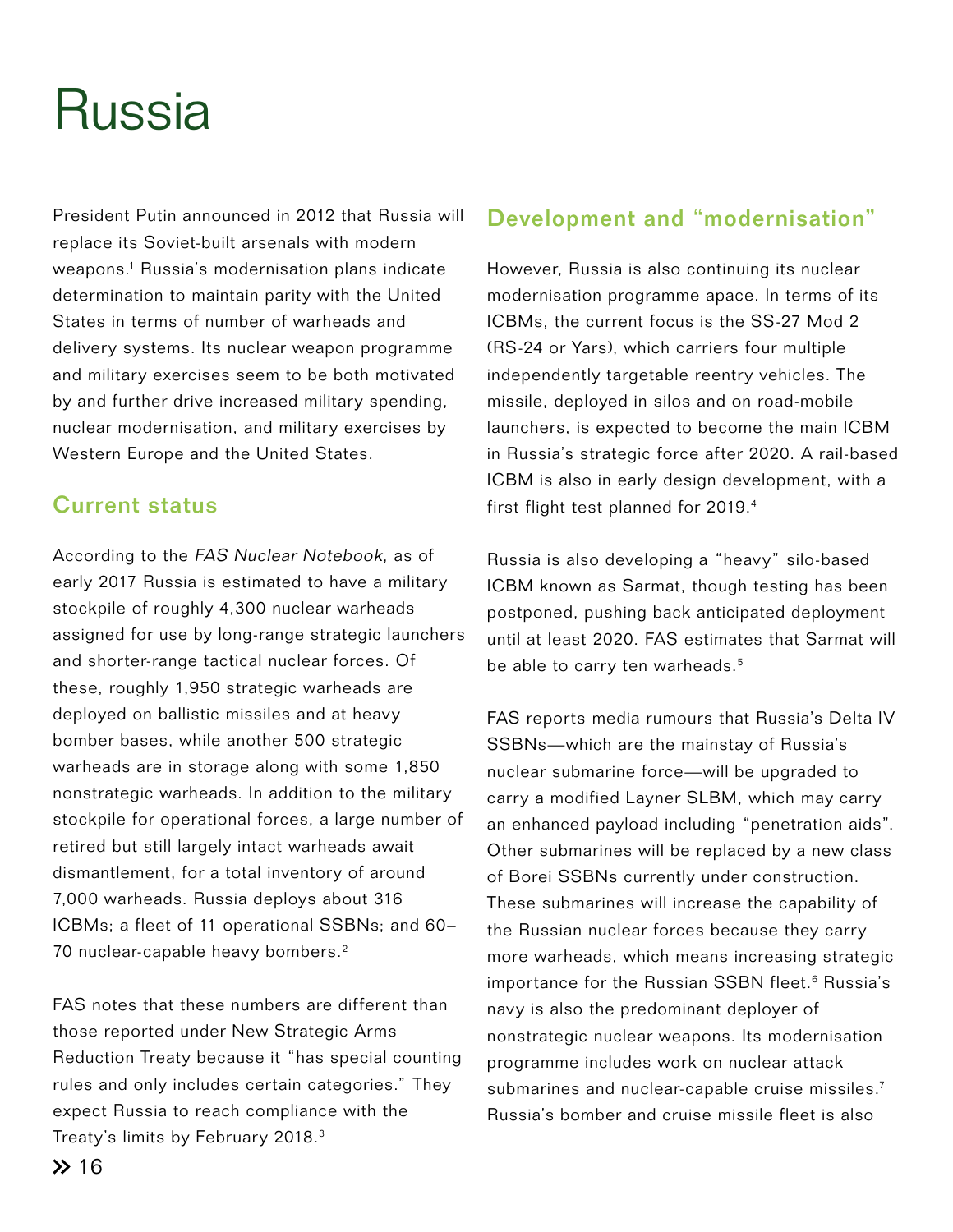# Russia

President Putin announced in 2012 that Russia will replace its Soviet-built arsenals with modern weapons.[1] Russia's modernisation plans indicate determination to maintain parity with the United States in terms of number of warheads and delivery systems. Its nuclear weapon programme and military exercises seem to be both motivated by and further drive increased military spending, nuclear modernisation, and military exercises by Western Europe and the United States.

## Current status

According to the *FAS Nuclear Notebook*, as of early 2017 Russia is estimated to have a military stockpile of roughly 4,300 nuclear warheads assigned for use by long-range strategic launchers and shorter-range tactical nuclear forces. Of these, roughly 1,950 strategic warheads are deployed on ballistic missiles and at heavy bomber bases, while another 500 strategic warheads are in storage along with some 1,850 nonstrategic warheads. In addition to the military stockpile for operational forces, a large number of retired but still largely intact warheads await dismantlement, for a total inventory of around 7,000 warheads. Russia deploys about 316 ICBMs; a fleet of 11 operational SSBNs; and 60–70 nuclear-capable heavy bombers.[2]

FAS notes that these numbers are different than those reported under New Strategic Arms Reduction Treaty because it "has special counting rules and only includes certain categories." They expect Russia to reach compliance with the Treaty's limits by February 2018.[3]

## Development and "modernisation"

However, Russia is also continuing its nuclear modernisation programme apace. In terms of its ICBMs, the current focus is the SS-27 Mod 2 (RS-24 or Yars), which carriers four multiple independently targetable reentry vehicles. The missile, deployed in silos and on road-mobile launchers, is expected to become the main ICBM in Russia's strategic force after 2020. A rail-based ICBM is also in early design development, with a first flight test planned for 2019.[4]

Russia is also developing a "heavy" silo-based ICBM known as Sarmat, though testing has been postponed, pushing back anticipated deployment until at least 2020. FAS estimates that Sarmat will be able to carry ten warheads.[5]

FAS reports media rumours that Russia's Delta IV SSBNs—which are the mainstay of Russia's nuclear submarine force—will be upgraded to carry a modified Layner SLBM, which may carry an enhanced payload including "penetration aids". Other submarines will be replaced by a new class of Borei SSBNs currently under construction. These submarines will increase the capability of the Russian nuclear forces because they carry more warheads, which means increasing strategic importance for the Russian SSBN fleet.[6] Russia's navy is also the predominant deployer of nonstrategic nuclear weapons. Its modernisation programme includes work on nuclear attack submarines and nuclear-capable cruise missiles.[7] Russia's bomber and cruise missile fleet is also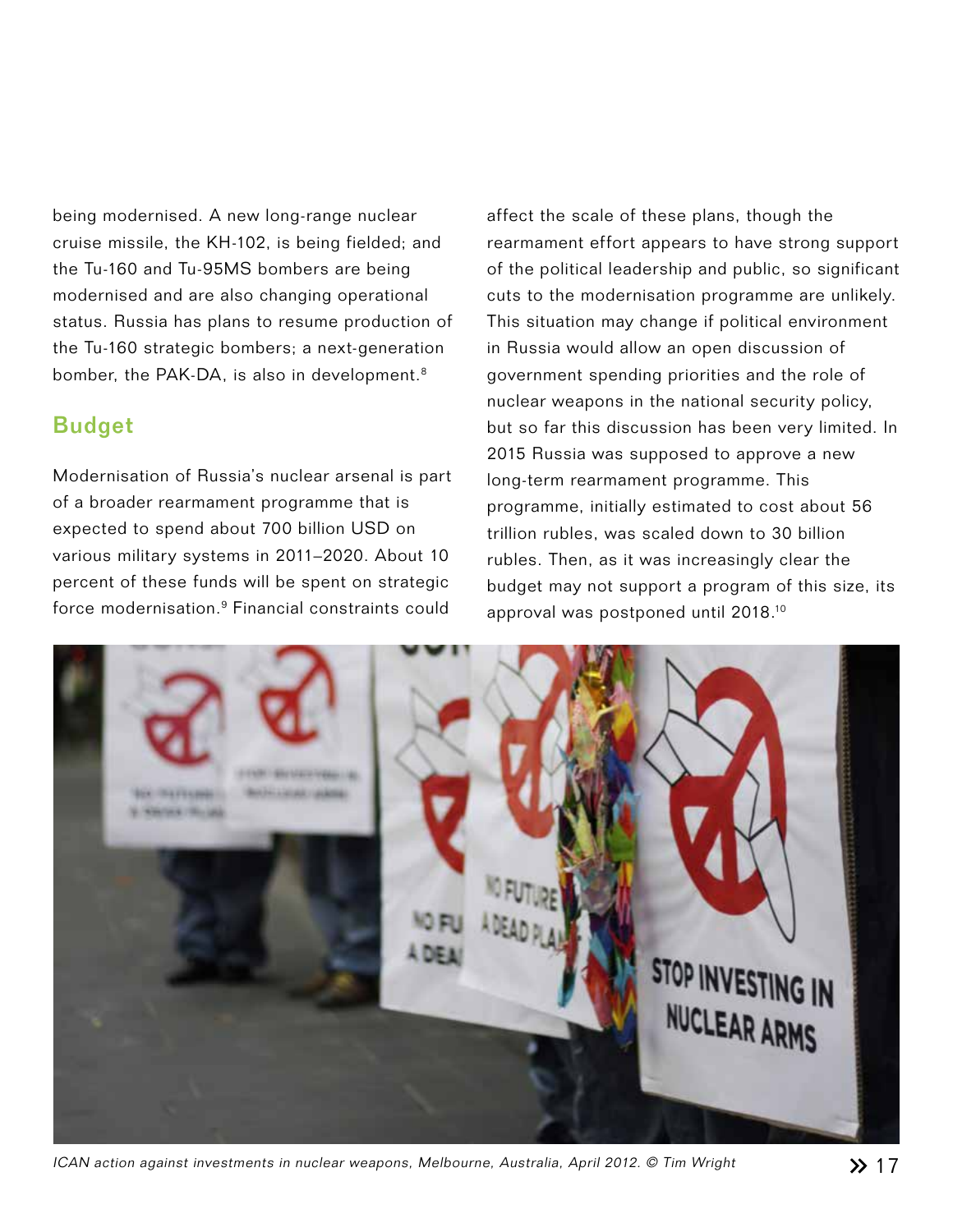being modernised. A new long-range nuclear cruise missile, the KH-102, is being fielded; and the Tu-160 and Tu-95MS bombers are being modernised and are also changing operational status. Russia has plans to resume production of the Tu-160 strategic bombers; a next-generation bomber, the PAK-DA, is also in development.[8]

## Budget

Modernisation of Russia's nuclear arsenal is part of a broader rearmament programme that is expected to spend about 700 billion USD on various military systems in 2011–2020. About 10 percent of these funds will be spent on strategic force modernisation.[9] Financial constraints could affect the scale of these plans, though the rearmament effort appears to have strong support of the political leadership and public, so significant cuts to the modernisation programme are unlikely. This situation may change if political environment in Russia would allow an open discussion of government spending priorities and the role of nuclear weapons in the national security policy, but so far this discussion has been very limited. In 2015 Russia was supposed to approve a new long-term rearmament programme. This programme, initially estimated to cost about 56 trillion rubles, was scaled down to 30 billion rubles. Then, as it was increasingly clear the budget may not support a program of this size, its approval was postponed until 2018.[10]

*ICAN action against investments in nuclear weapons, Melbourne, Australia, April 2012. © Tim Wright*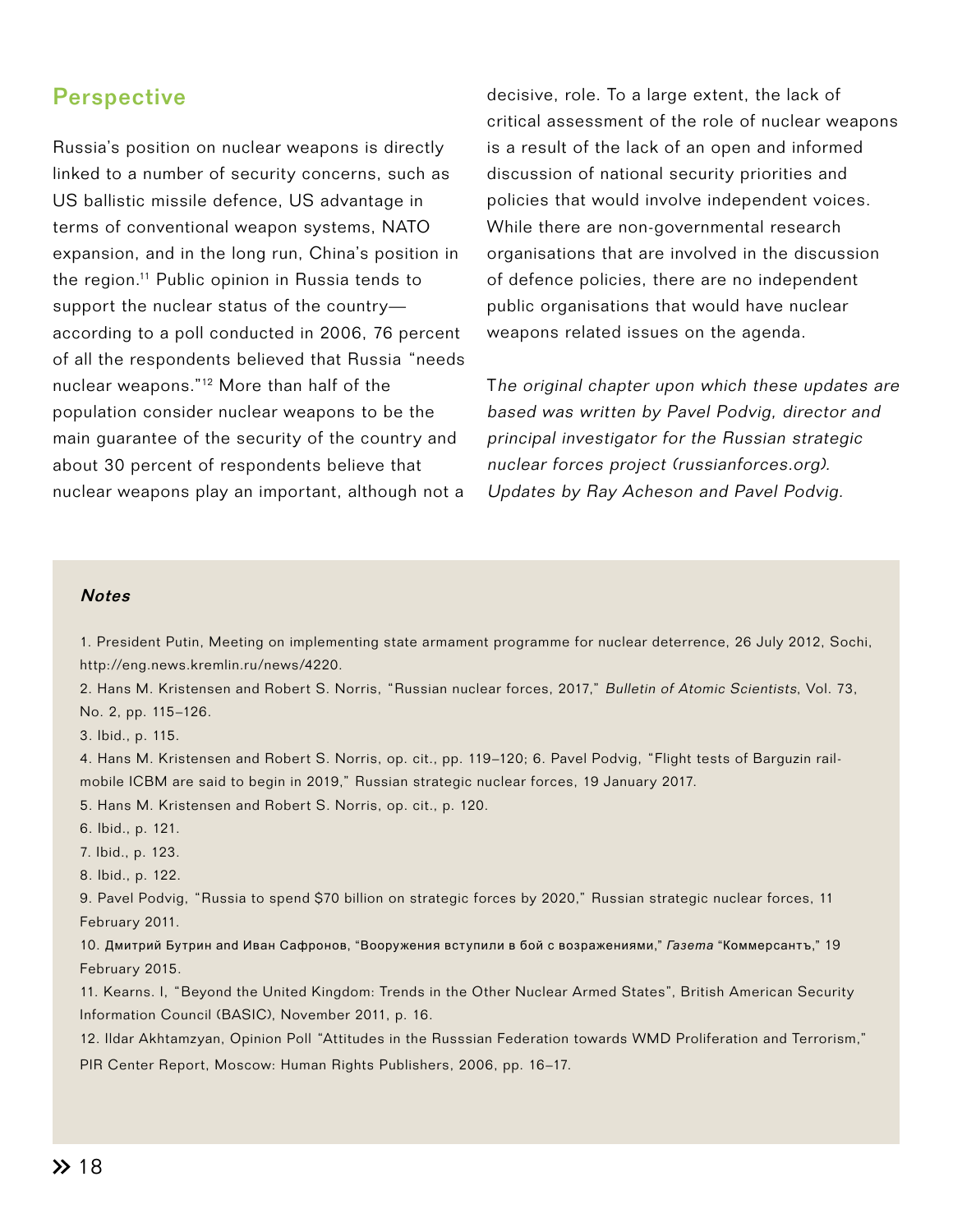## Perspective

Russia's position on nuclear weapons is directly linked to a number of security concerns, such as US ballistic missile defence, US advantage in terms of conventional weapon systems, NATO expansion, and in the long run, China's position in the region.[11] Public opinion in Russia tends to support the nuclear status of the country—according to a poll conducted in 2006, 76 percent of all the respondents believed that Russia "needs nuclear weapons."[12] More than half of the population consider nuclear weapons to be the main guarantee of the security of the country and about 30 percent of respondents believe that nuclear weapons play an important, although not a decisive, role. To a large extent, the lack of critical assessment of the role of nuclear weapons is a result of the lack of an open and informed discussion of national security priorities and policies that would involve independent voices. While there are non-governmental research organisations that are involved in the discussion of defence policies, there are no independent public organisations that would have nuclear weapons related issues on the agenda.

*The original chapter upon which these updates are based was written by Pavel Podvig, director and principal investigator for the Russian strategic nuclear forces project (russianforces.org). Updates by Ray Acheson and Pavel Podvig.*

***Notes***

1. President Putin, Meeting on implementing state armament programme for nuclear deterrence, 26 July 2012, Sochi, http://eng.news.kremlin.ru/news/4220.
2. Hans M. Kristensen and Robert S. Norris, "Russian nuclear forces, 2017," *Bulletin of Atomic Scientists*, Vol. 73, No. 2, pp. 115–126.
3. Ibid., p. 115.
4. Hans M. Kristensen and Robert S. Norris, op. cit., pp. 119–120; 6. Pavel Podvig, "Flight tests of Barguzin rail-mobile ICBM are said to begin in 2019," Russian strategic nuclear forces, 19 January 2017.
5. Hans M. Kristensen and Robert S. Norris, op. cit., p. 120.
6. Ibid., p. 121.
7. Ibid., p. 123.
8. Ibid., p. 122.
9. Pavel Podvig, "Russia to spend $70 billion on strategic forces by 2020," Russian strategic nuclear forces, 11 February 2011.
10. Дмитрий Бутрин and Иван Сафронов, "Вооружения вступили в бой с возражениями," *Газета* "Коммерсантъ," 19 February 2015.
11. Kearns. I, "Beyond the United Kingdom: Trends in the Other Nuclear Armed States", British American Security Information Council (BASIC), November 2011, p. 16.
12. Ildar Akhtamzyan, Opinion Poll "Attitudes in the Russsian Federation towards WMD Proliferation and Terrorism," PIR Center Report, Moscow: Human Rights Publishers, 2006, pp. 16–17.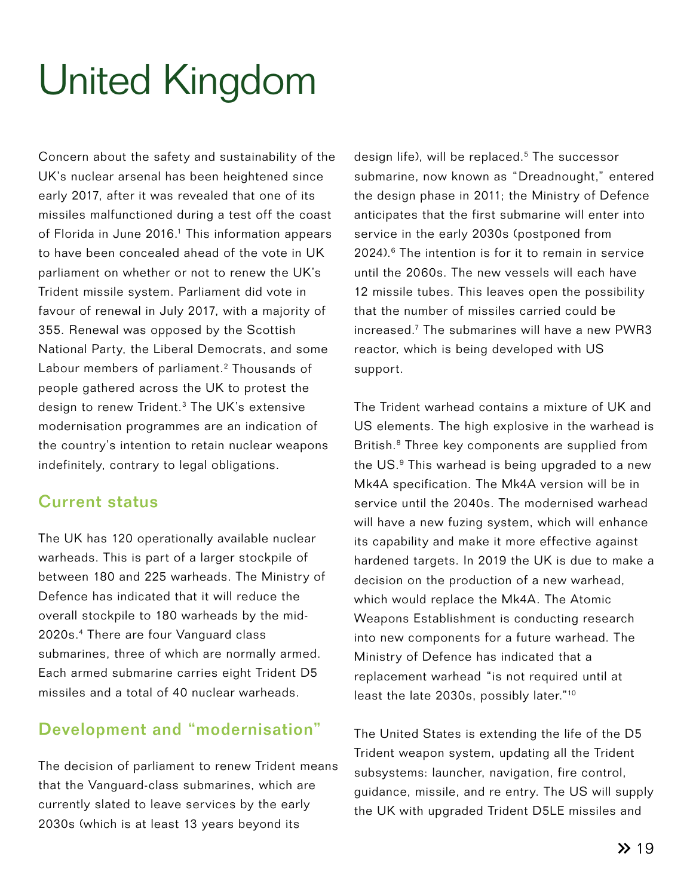# United Kingdom

Concern about the safety and sustainability of the UK's nuclear arsenal has been heightened since early 2017, after it was revealed that one of its missiles malfunctioned during a test off the coast of Florida in June 2016.[1] This information appears to have been concealed ahead of the vote in UK parliament on whether or not to renew the UK's Trident missile system. Parliament did vote in favour of renewal in July 2017, with a majority of 355. Renewal was opposed by the Scottish National Party, the Liberal Democrats, and some Labour members of parliament.[2] Thousands of people gathered across the UK to protest the design to renew Trident.[3] The UK's extensive modernisation programmes are an indication of the country's intention to retain nuclear weapons indefinitely, contrary to legal obligations.

## Current status

The UK has 120 operationally available nuclear warheads. This is part of a larger stockpile of between 180 and 225 warheads. The Ministry of Defence has indicated that it will reduce the overall stockpile to 180 warheads by the mid-2020s.[4] There are four Vanguard class submarines, three of which are normally armed. Each armed submarine carries eight Trident D5 missiles and a total of 40 nuclear warheads.

## Development and "modernisation"

The decision of parliament to renew Trident means that the Vanguard-class submarines, which are currently slated to leave services by the early 2030s (which is at least 13 years beyond its design life), will be replaced.[5] The successor submarine, now known as "Dreadnought," entered the design phase in 2011; the Ministry of Defence anticipates that the first submarine will enter into service in the early 2030s (postponed from 2024).[6] The intention is for it to remain in service until the 2060s. The new vessels will each have 12 missile tubes. This leaves open the possibility that the number of missiles carried could be increased.[7] The submarines will have a new PWR3 reactor, which is being developed with US support.

The Trident warhead contains a mixture of UK and US elements. The high explosive in the warhead is British.[8] Three key components are supplied from the US.[9] This warhead is being upgraded to a new Mk4A specification. The Mk4A version will be in service until the 2040s. The modernised warhead will have a new fuzing system, which will enhance its capability and make it more effective against hardened targets. In 2019 the UK is due to make a decision on the production of a new warhead, which would replace the Mk4A. The Atomic Weapons Establishment is conducting research into new components for a future warhead. The Ministry of Defence has indicated that a replacement warhead "is not required until at least the late 2030s, possibly later."[10]

The United States is extending the life of the D5 Trident weapon system, updating all the Trident subsystems: launcher, navigation, fire control, guidance, missile, and re entry. The US will supply the UK with upgraded Trident D5LE missiles and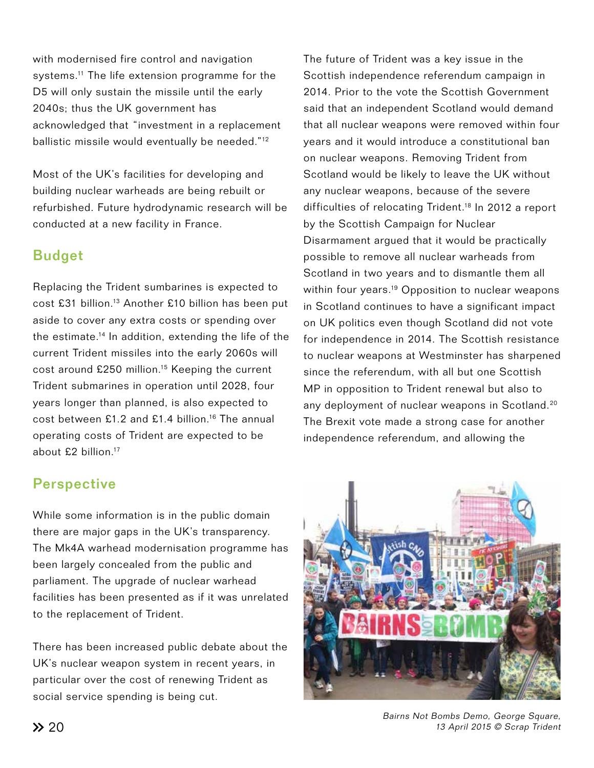with modernised fire control and navigation systems.[11] The life extension programme for the D5 will only sustain the missile until the early 2040s; thus the UK government has acknowledged that "investment in a replacement ballistic missile would eventually be needed."[12]

Most of the UK's facilities for developing and building nuclear warheads are being rebuilt or refurbished. Future hydrodynamic research will be conducted at a new facility in France.

## Budget

Replacing the Trident sumbarines is expected to cost £31 billion.[13] Another £10 billion has been put aside to cover any extra costs or spending over the estimate.[14] In addition, extending the life of the current Trident missiles into the early 2060s will cost around £250 million.[15] Keeping the current Trident submarines in operation until 2028, four years longer than planned, is also expected to cost between £1.2 and £1.4 billion.[16] The annual operating costs of Trident are expected to be about £2 billion.[17]

## Perspective

While some information is in the public domain there are major gaps in the UK's transparency. The Mk4A warhead modernisation programme has been largely concealed from the public and parliament. The upgrade of nuclear warhead facilities has been presented as if it was unrelated to the replacement of Trident.

There has been increased public debate about the UK's nuclear weapon system in recent years, in particular over the cost of renewing Trident as social service spending is being cut.

The future of Trident was a key issue in the Scottish independence referendum campaign in 2014. Prior to the vote the Scottish Government said that an independent Scotland would demand that all nuclear weapons were removed within four years and it would introduce a constitutional ban on nuclear weapons. Removing Trident from Scotland would be likely to leave the UK without any nuclear weapons, because of the severe difficulties of relocating Trident.[18] In 2012 a report by the Scottish Campaign for Nuclear Disarmament argued that it would be practically possible to remove all nuclear warheads from Scotland in two years and to dismantle them all within four years.[19] Opposition to nuclear weapons in Scotland continues to have a significant impact on UK politics even though Scotland did not vote for independence in 2014. The Scottish resistance to nuclear weapons at Westminster has sharpened since the referendum, with all but one Scottish MP in opposition to Trident renewal but also to any deployment of nuclear weapons in Scotland.[20] The Brexit vote made a strong case for another independence referendum, and allowing the

*Bairns Not Bombs Demo, George Square, 13 April 2015 © Scrap Trident*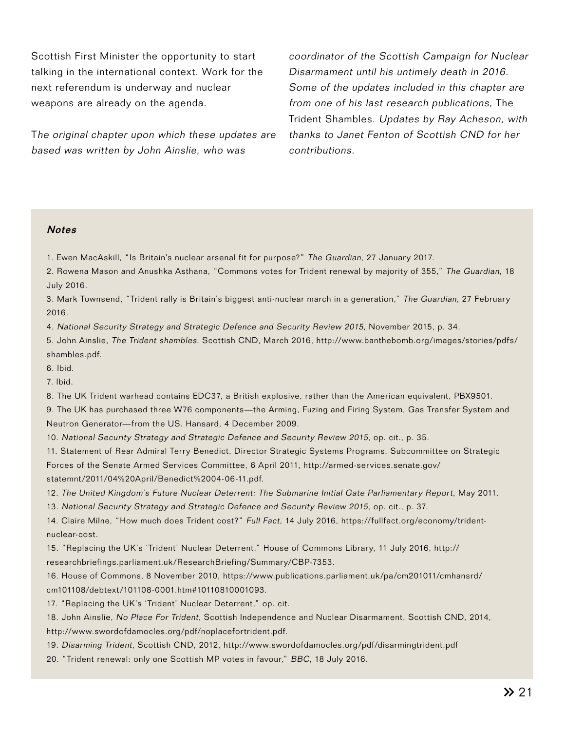Scottish First Minister the opportunity to start talking in the international context. Work for the next referendum is underway and nuclear weapons are already on the agenda.

*The original chapter upon which these updates are based was written by John Ainslie, who was coordinator of the Scottish Campaign for Nuclear Disarmament until his untimely death in 2016. Some of the updates included in this chapter are from one of his last research publications,* The Trident Shambles. *Updates by Ray Acheson, with thanks to Janet Fenton of Scottish CND for her contributions.*

***Notes***

1. Ewen MacAskill, "Is Britain's nuclear arsenal fit for purpose?" *The Guardian*, 27 January 2017.
2. Rowena Mason and Anushka Asthana, "Commons votes for Trident renewal by majority of 355," *The Guardian*, 18 July 2016.
3. Mark Townsend, "Trident rally is Britain's biggest anti-nuclear march in a generation," *The Guardian*, 27 February 2016.
4. *National Security Strategy and Strategic Defence and Security Review 2015*, November 2015, p. 34.
5. John Ainslie, *The Trident shambles*, Scottish CND, March 2016, http://www.banthebomb.org/images/stories/pdfs/shambles.pdf.
6. Ibid.
7. Ibid.
8. The UK Trident warhead contains EDC37, a British explosive, rather than the American equivalent, PBX9501.
9. The UK has purchased three W76 components—the Arming, Fuzing and Firing System, Gas Transfer System and Neutron Generator—from the US. Hansard, 4 December 2009.
10. *National Security Strategy and Strategic Defence and Security Review 2015*, op. cit., p. 35.
11. Statement of Rear Admiral Terry Benedict, Director Strategic Systems Programs, Subcommittee on Strategic Forces of the Senate Armed Services Committee, 6 April 2011, http://armed-services.senate.gov/statemnt/2011/04%20April/Benedict%2004-06-11.pdf.
12. *The United Kingdom's Future Nuclear Deterrent: The Submarine Initial Gate Parliamentary Report*, May 2011.
13. *National Security Strategy and Strategic Defence and Security Review 2015*, op. cit., p. 37.
14. Claire Milne, "How much does Trident cost?" *Full Fact*, 14 July 2016, https://fullfact.org/economy/trident-nuclear-cost.
15. "Replacing the UK's 'Trident' Nuclear Deterrent," House of Commons Library, 11 July 2016, http://researchbriefings.parliament.uk/ResearchBriefing/Summary/CBP-7353.
16. House of Commons, 8 November 2010, https://www.publications.parliament.uk/pa/cm201011/cmhansrd/cm101108/debtext/101108-0001.htm#10110810001093.
17. "Replacing the UK's 'Trident' Nuclear Deterrent," op. cit.
18. John Ainslie, *No Place For Trident*, Scottish Independence and Nuclear Disarmament, Scottish CND, 2014, http://www.swordofdamocles.org/pdf/noplacefortrident.pdf.
19. *Disarming Trident*, Scottish CND, 2012, http://www.swordofdamocles.org/pdf/disarmingtrident.pdf
20. "Trident renewal: only one Scottish MP votes in favour," *BBC*, 18 July 2016.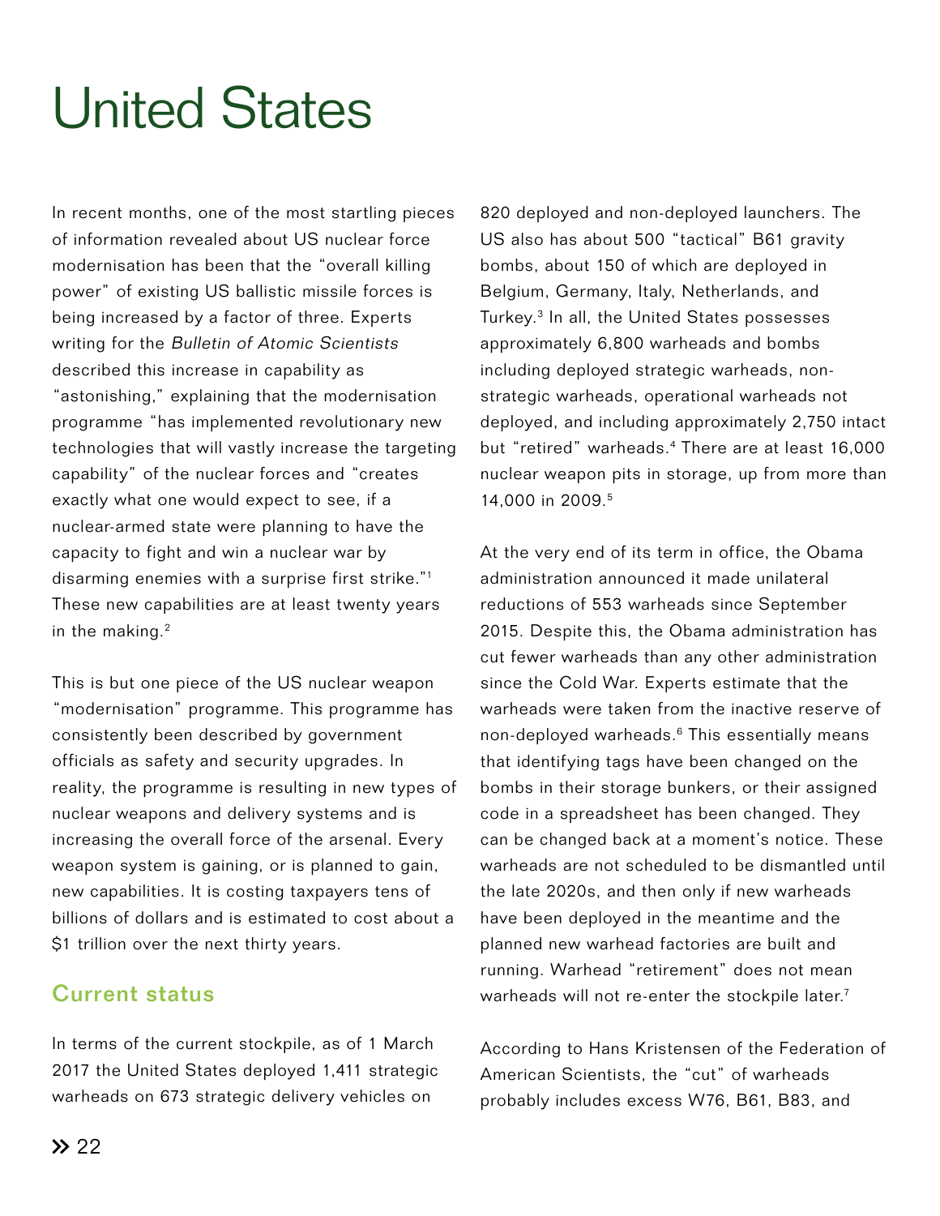# United States

In recent months, one of the most startling pieces of information revealed about US nuclear force modernisation has been that the "overall killing power" of existing US ballistic missile forces is being increased by a factor of three. Experts writing for the *Bulletin of Atomic Scientists* described this increase in capability as "astonishing," explaining that the modernisation programme "has implemented revolutionary new technologies that will vastly increase the targeting capability" of the nuclear forces and "creates exactly what one would expect to see, if a nuclear-armed state were planning to have the capacity to fight and win a nuclear war by disarming enemies with a surprise first strike."[1] These new capabilities are at least twenty years in the making.[2]

This is but one piece of the US nuclear weapon "modernisation" programme. This programme has consistently been described by government officials as safety and security upgrades. In reality, the programme is resulting in new types of nuclear weapons and delivery systems and is increasing the overall force of the arsenal. Every weapon system is gaining, or is planned to gain, new capabilities. It is costing taxpayers tens of billions of dollars and is estimated to cost about a $1 trillion over the next thirty years.

## Current status

In terms of the current stockpile, as of 1 March 2017 the United States deployed 1,411 strategic warheads on 673 strategic delivery vehicles on 820 deployed and non-deployed launchers. The US also has about 500 "tactical" B61 gravity bombs, about 150 of which are deployed in Belgium, Germany, Italy, Netherlands, and Turkey.[3] In all, the United States possesses approximately 6,800 warheads and bombs including deployed strategic warheads, non-strategic warheads, operational warheads not deployed, and including approximately 2,750 intact but "retired" warheads.[4] There are at least 16,000 nuclear weapon pits in storage, up from more than 14,000 in 2009.[5]

At the very end of its term in office, the Obama administration announced it made unilateral reductions of 553 warheads since September 2015. Despite this, the Obama administration has cut fewer warheads than any other administration since the Cold War. Experts estimate that the warheads were taken from the inactive reserve of non-deployed warheads.[6] This essentially means that identifying tags have been changed on the bombs in their storage bunkers, or their assigned code in a spreadsheet has been changed. They can be changed back at a moment's notice. These warheads are not scheduled to be dismantled until the late 2020s, and then only if new warheads have been deployed in the meantime and the planned new warhead factories are built and running. Warhead "retirement" does not mean warheads will not re-enter the stockpile later.[7]

According to Hans Kristensen of the Federation of American Scientists, the "cut" of warheads probably includes excess W76, B61, B83, and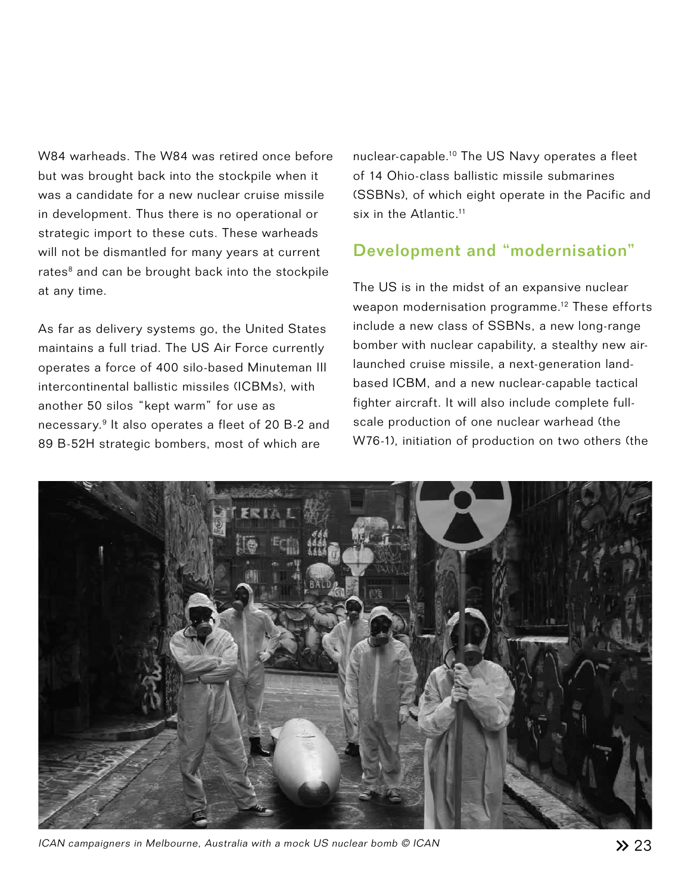W84 warheads. The W84 was retired once before but was brought back into the stockpile when it was a candidate for a new nuclear cruise missile in development. Thus there is no operational or strategic import to these cuts. These warheads will not be dismantled for many years at current rates[8] and can be brought back into the stockpile at any time.

As far as delivery systems go, the United States maintains a full triad. The US Air Force currently operates a force of 400 silo-based Minuteman III intercontinental ballistic missiles (ICBMs), with another 50 silos "kept warm" for use as necessary.[9] It also operates a fleet of 20 B-2 and 89 B-52H strategic bombers, most of which are nuclear-capable.[10] The US Navy operates a fleet of 14 Ohio-class ballistic missile submarines (SSBNs), of which eight operate in the Pacific and six in the Atlantic.[11]

## Development and "modernisation"

The US is in the midst of an expansive nuclear weapon modernisation programme.[12] These efforts include a new class of SSBNs, a new long-range bomber with nuclear capability, a stealthy new air-launched cruise missile, a next-generation land-based ICBM, and a new nuclear-capable tactical fighter aircraft. It will also include complete full-scale production of one nuclear warhead (the W76-1), initiation of production on two others (the

*ICAN campaigners in Melbourne, Australia with a mock US nuclear bomb © ICAN*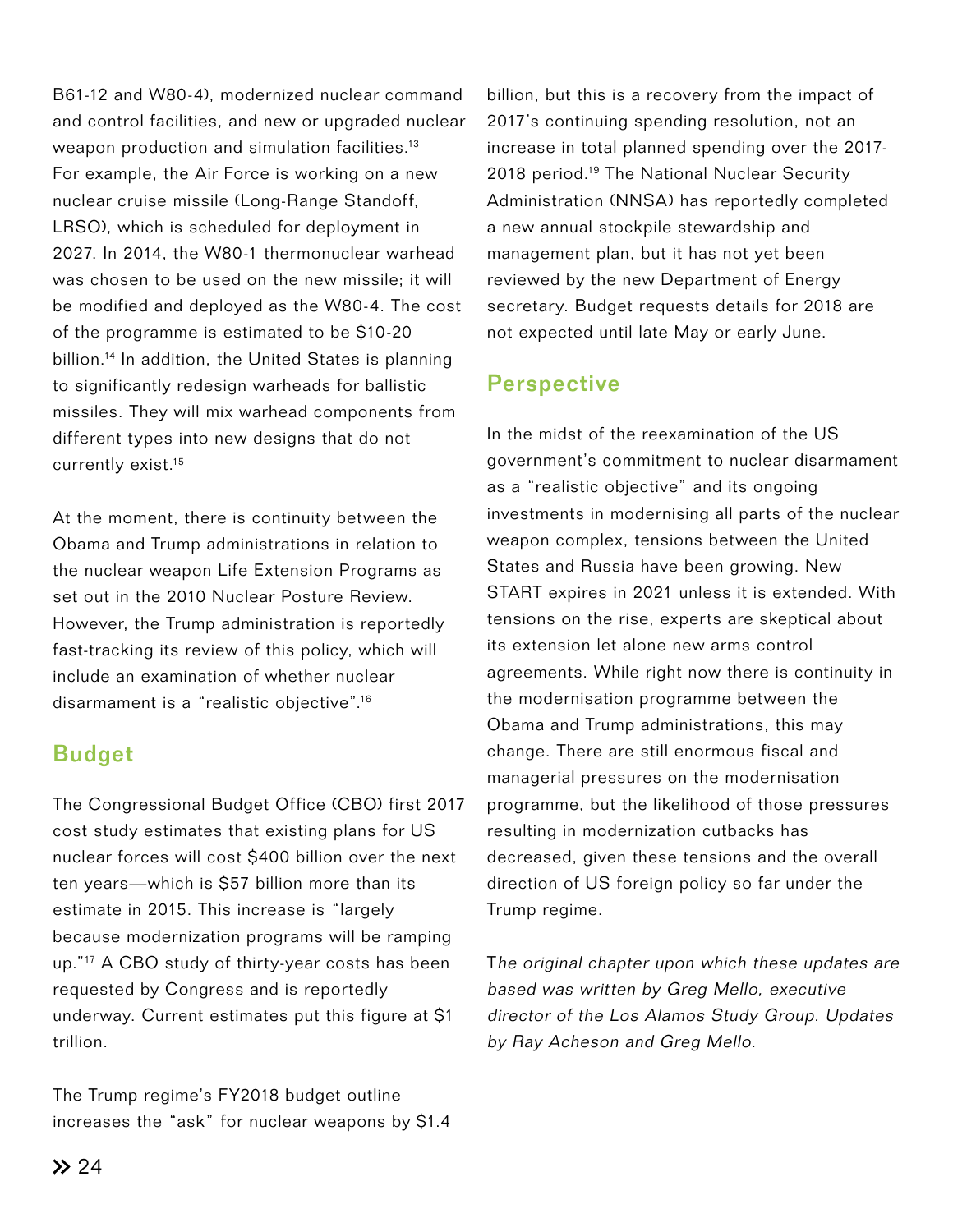B61-12 and W80-4), modernized nuclear command and control facilities, and new or upgraded nuclear weapon production and simulation facilities.[13] For example, the Air Force is working on a new nuclear cruise missile (Long-Range Standoff, LRSO), which is scheduled for deployment in 2027. In 2014, the W80-1 thermonuclear warhead was chosen to be used on the new missile; it will be modified and deployed as the W80-4. The cost of the programme is estimated to be $10-20 billion.[14] In addition, the United States is planning to significantly redesign warheads for ballistic missiles. They will mix warhead components from different types into new designs that do not currently exist.[15]

At the moment, there is continuity between the Obama and Trump administrations in relation to the nuclear weapon Life Extension Programs as set out in the 2010 Nuclear Posture Review. However, the Trump administration is reportedly fast-tracking its review of this policy, which will include an examination of whether nuclear disarmament is a "realistic objective".[16]

## Budget

The Congressional Budget Office (CBO) first 2017 cost study estimates that existing plans for US nuclear forces will cost $400 billion over the next ten years—which is $57 billion more than its estimate in 2015. This increase is "largely because modernization programs will be ramping up."[17] A CBO study of thirty-year costs has been requested by Congress and is reportedly underway. Current estimates put this figure at $1 trillion.

The Trump regime's FY2018 budget outline increases the "ask" for nuclear weapons by $1.4 billion, but this is a recovery from the impact of 2017's continuing spending resolution, not an increase in total planned spending over the 2017-2018 period.[19] The National Nuclear Security Administration (NNSA) has reportedly completed a new annual stockpile stewardship and management plan, but it has not yet been reviewed by the new Department of Energy secretary. Budget requests details for 2018 are not expected until late May or early June.

## Perspective

In the midst of the reexamination of the US government's commitment to nuclear disarmament as a "realistic objective" and its ongoing investments in modernising all parts of the nuclear weapon complex, tensions between the United States and Russia have been growing. New START expires in 2021 unless it is extended. With tensions on the rise, experts are skeptical about its extension let alone new arms control agreements. While right now there is continuity in the modernisation programme between the Obama and Trump administrations, this may change. There are still enormous fiscal and managerial pressures on the modernisation programme, but the likelihood of those pressures resulting in modernization cutbacks has decreased, given these tensions and the overall direction of US foreign policy so far under the Trump regime.

*The original chapter upon which these updates are based was written by Greg Mello, executive director of the Los Alamos Study Group. Updates by Ray Acheson and Greg Mello.*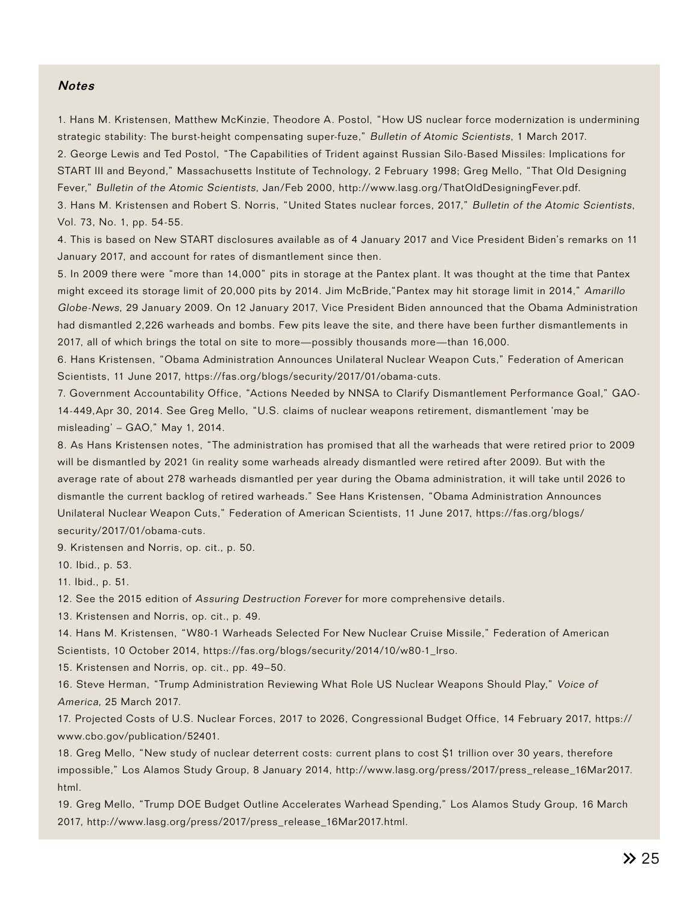***Notes***

1. Hans M. Kristensen, Matthew McKinzie, Theodore A. Postol, "How US nuclear force modernization is undermining strategic stability: The burst-height compensating super-fuze," *Bulletin of Atomic Scientists*, 1 March 2017.
2. George Lewis and Ted Postol, "The Capabilities of Trident against Russian Silo-Based Missiles: Implications for START III and Beyond," Massachusetts Institute of Technology, 2 February 1998; Greg Mello, "That Old Designing Fever," *Bulletin of the Atomic Scientists*, Jan/Feb 2000, http://www.lasg.org/ThatOldDesigningFever.pdf.
3. Hans M. Kristensen and Robert S. Norris, "United States nuclear forces, 2017," *Bulletin of the Atomic Scientists*, Vol. 73, No. 1, pp. 54-55.
4. This is based on New START disclosures available as of 4 January 2017 and Vice President Biden's remarks on 11 January 2017, and account for rates of dismantlement since then.
5. In 2009 there were "more than 14,000" pits in storage at the Pantex plant. It was thought at the time that Pantex might exceed its storage limit of 20,000 pits by 2014. Jim McBride,"Pantex may hit storage limit in 2014," *Amarillo Globe-News*, 29 January 2009. On 12 January 2017, Vice President Biden announced that the Obama Administration had dismantled 2,226 warheads and bombs. Few pits leave the site, and there have been further dismantlements in 2017, all of which brings the total on site to more—possibly thousands more—than 16,000.
6. Hans Kristensen, "Obama Administration Announces Unilateral Nuclear Weapon Cuts," Federation of American Scientists, 11 June 2017, https://fas.org/blogs/security/2017/01/obama-cuts.
7. Government Accountability Office, "Actions Needed by NNSA to Clarify Dismantlement Performance Goal," GAO-14-449,Apr 30, 2014. See Greg Mello, "U.S. claims of nuclear weapons retirement, dismantlement 'may be misleading' – GAO," May 1, 2014.
8. As Hans Kristensen notes, "The administration has promised that all the warheads that were retired prior to 2009 will be dismantled by 2021 (in reality some warheads already dismantled were retired after 2009). But with the average rate of about 278 warheads dismantled per year during the Obama administration, it will take until 2026 to dismantle the current backlog of retired warheads." See Hans Kristensen, "Obama Administration Announces Unilateral Nuclear Weapon Cuts," Federation of American Scientists, 11 June 2017, https://fas.org/blogs/security/2017/01/obama-cuts.
9. Kristensen and Norris, op. cit., p. 50.
10. Ibid., p. 53.
11. Ibid., p. 51.
12. See the 2015 edition of *Assuring Destruction Forever* for more comprehensive details.
13. Kristensen and Norris, op. cit., p. 49.
14. Hans M. Kristensen, "W80-1 Warheads Selected For New Nuclear Cruise Missile," Federation of American Scientists, 10 October 2014, https://fas.org/blogs/security/2014/10/w80-1_lrso.
15. Kristensen and Norris, op. cit., pp. 49–50.
16. Steve Herman, "Trump Administration Reviewing What Role US Nuclear Weapons Should Play," *Voice of America*, 25 March 2017.
17. Projected Costs of U.S. Nuclear Forces, 2017 to 2026, Congressional Budget Office, 14 February 2017, https://www.cbo.gov/publication/52401.
18. Greg Mello, "New study of nuclear deterrent costs: current plans to cost $1 trillion over 30 years, therefore impossible," Los Alamos Study Group, 8 January 2014, http://www.lasg.org/press/2017/press_release_16Mar2017.html.
19. Greg Mello, "Trump DOE Budget Outline Accelerates Warhead Spending," Los Alamos Study Group, 16 March 2017, http://www.lasg.org/press/2017/press_release_16Mar2017.html.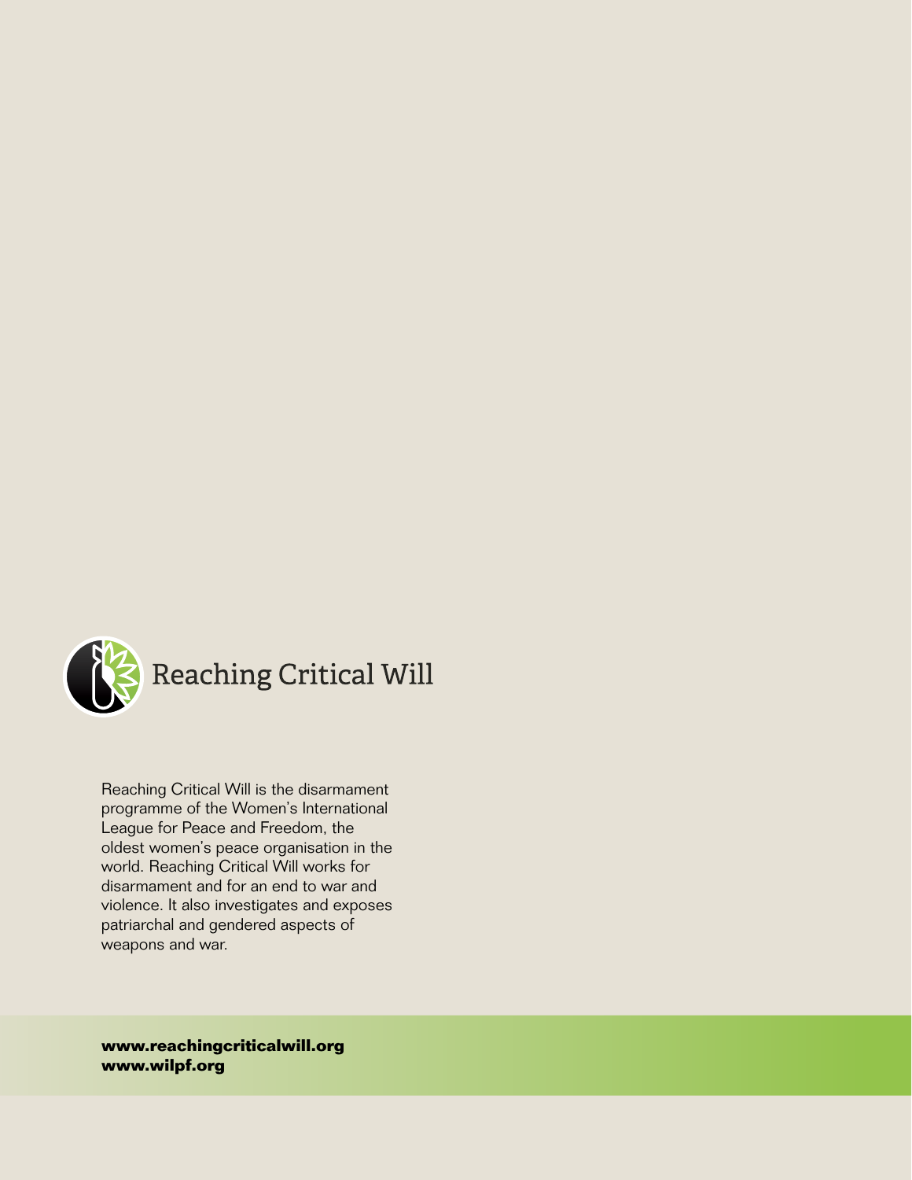Reaching Critical Will

Reaching Critical Will is the disarmament programme of the Women's International League for Peace and Freedom, the oldest women's peace organisation in the world. Reaching Critical Will works for disarmament and for an end to war and violence. It also investigates and exposes patriarchal and gendered aspects of weapons and war.

**www.reachingcriticalwill.org**
**www.wilpf.org**